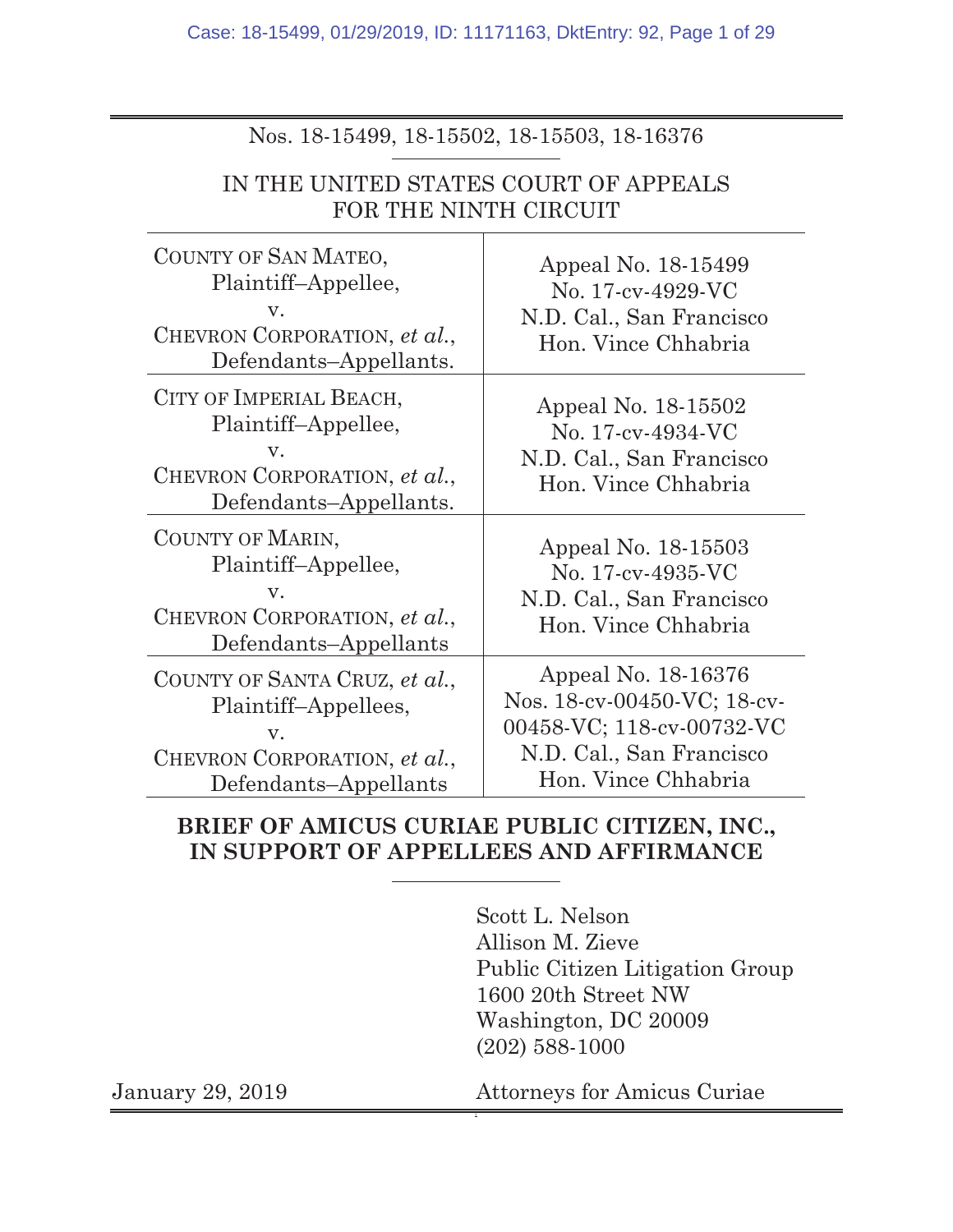Nos. 18-15499, 18-15502, 18-15503, 18-16376

IN THE UNITED STATES COURT OF APPEALS
FOR THE NINTH CIRCUIT

| | |
|---|---|
| COUNTY OF SAN MATEO,<br>Plaintiff–Appellee,<br>v.<br>CHEVRON CORPORATION, *et al.*,<br>Defendants–Appellants. | Appeal No. 18-15499<br>No. 17-cv-4929-VC<br>N.D. Cal., San Francisco<br>Hon. Vince Chhabria |
| CITY OF IMPERIAL BEACH,<br>Plaintiff–Appellee,<br>v.<br>CHEVRON CORPORATION, *et al.*,<br>Defendants–Appellants. | Appeal No. 18-15502<br>No. 17-cv-4934-VC<br>N.D. Cal., San Francisco<br>Hon. Vince Chhabria |
| COUNTY OF MARIN,<br>Plaintiff–Appellee,<br>v.<br>CHEVRON CORPORATION, *et al.*,<br>Defendants–Appellants | Appeal No. 18-15503<br>No. 17-cv-4935-VC<br>N.D. Cal., San Francisco<br>Hon. Vince Chhabria |
| COUNTY OF SANTA CRUZ, *et al.*,<br>Plaintiff–Appellees,<br>v.<br>CHEVRON CORPORATION, *et al.*,<br>Defendants–Appellants | Appeal No. 18-16376<br>Nos. 18-cv-00450-VC; 18-cv-00458-VC; 118-cv-00732-VC<br>N.D. Cal., San Francisco<br>Hon. Vince Chhabria |

**BRIEF OF AMICUS CURIAE PUBLIC CITIZEN, INC., IN SUPPORT OF APPELLEES AND AFFIRMANCE**

Scott L. Nelson
Allison M. Zieve
Public Citizen Litigation Group
1600 20th Street NW
Washington, DC 20009
(202) 588-1000

January 29, 2019

Attorneys for Amicus Curiae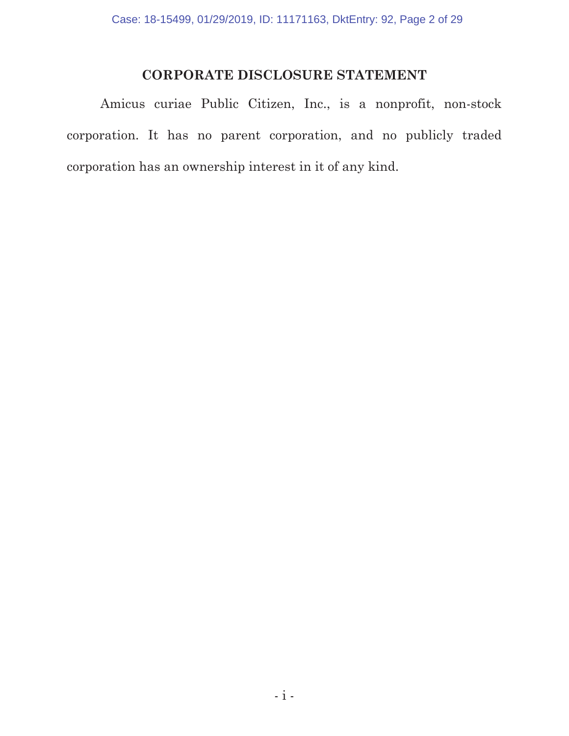## CORPORATE DISCLOSURE STATEMENT

Amicus curiae Public Citizen, Inc., is a nonprofit, non-stock corporation. It has no parent corporation, and no publicly traded corporation has an ownership interest in it of any kind.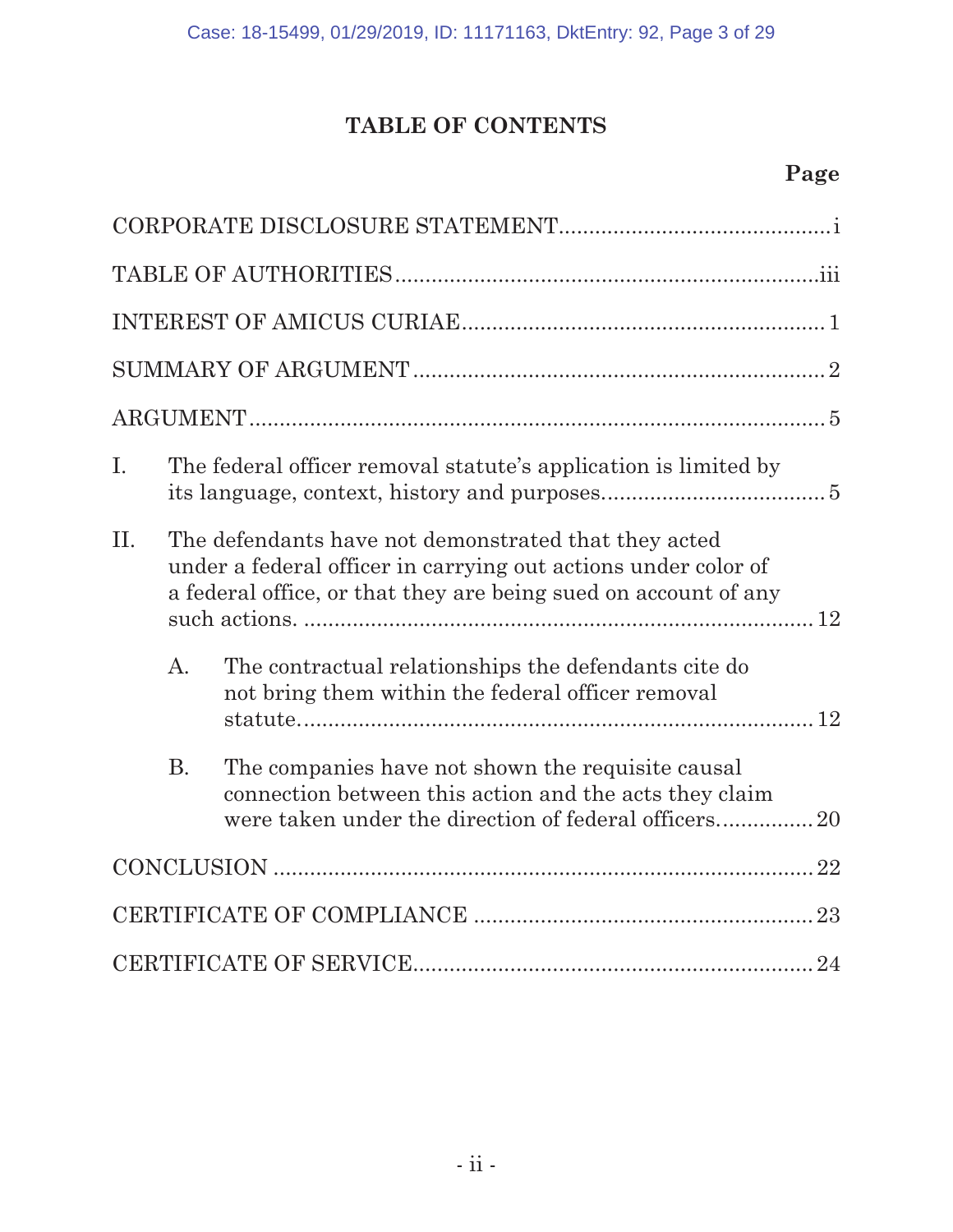# TABLE OF CONTENTS

**Page**

CORPORATE DISCLOSURE STATEMENT ............................................ i

TABLE OF AUTHORITIES ............................................ iii

INTEREST OF AMICUS CURIAE ............................................ 1

SUMMARY OF ARGUMENT ............................................ 2

ARGUMENT ............................................ 5

I. The federal officer removal statute's application is limited by its language, context, history and purposes ............................................ 5

II. The defendants have not demonstrated that they acted under a federal officer in carrying out actions under color of a federal office, or that they are being sued on account of any such actions. ............................................ 12

   A. The contractual relationships the defendants cite do not bring them within the federal officer removal statute ............................................ 12

   B. The companies have not shown the requisite causal connection between this action and the acts they claim were taken under the direction of federal officers ............................................ 20

CONCLUSION ............................................ 22

CERTIFICATE OF COMPLIANCE ............................................ 23

CERTIFICATE OF SERVICE ............................................ 24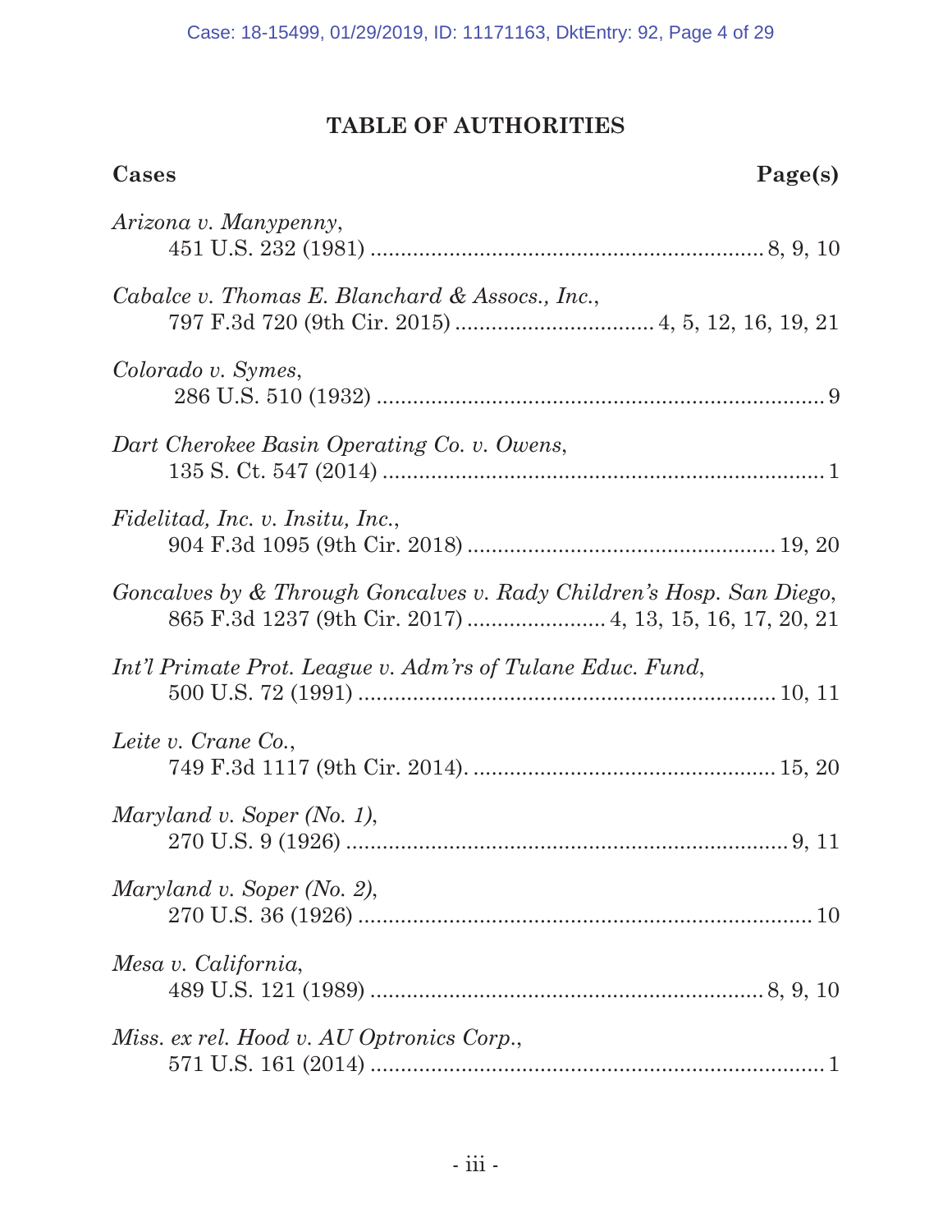# TABLE OF AUTHORITIES

**Cases** **Page(s)**

*Arizona v. Manypenny*,
451 U.S. 232 (1981) ................................................................ 8, 9, 10

*Cabalce v. Thomas E. Blanchard & Assocs., Inc.*,
797 F.3d 720 (9th Cir. 2015) ................................ 4, 5, 12, 16, 19, 21

*Colorado v. Symes*,
286 U.S. 510 (1932) .......................................................................... 9

*Dart Cherokee Basin Operating Co. v. Owens*,
135 S. Ct. 547 (2014) ........................................................................ 1

*Fidelitad, Inc. v. Insitu, Inc.*,
904 F.3d 1095 (9th Cir. 2018) .................................................. 19, 20

*Goncalves by & Through Goncalves v. Rady Children's Hosp. San Diego*,
865 F.3d 1237 (9th Cir. 2017) ....................... 4, 13, 15, 16, 17, 20, 21

*Int'l Primate Prot. League v. Adm'rs of Tulane Educ. Fund*,
500 U.S. 72 (1991) ..................................................................... 10, 11

*Leite v. Crane Co.*,
749 F.3d 1117 (9th Cir. 2014). ................................................. 15, 20

*Maryland v. Soper (No. 1)*,
270 U.S. 9 (1926) ......................................................................... 9, 11

*Maryland v. Soper (No. 2)*,
270 U.S. 36 (1926) .......................................................................... 10

*Mesa v. California*,
489 U.S. 121 (1989) ................................................................ 8, 9, 10

*Miss. ex rel. Hood v. AU Optronics Corp.*,
571 U.S. 161 (2014) .......................................................................... 1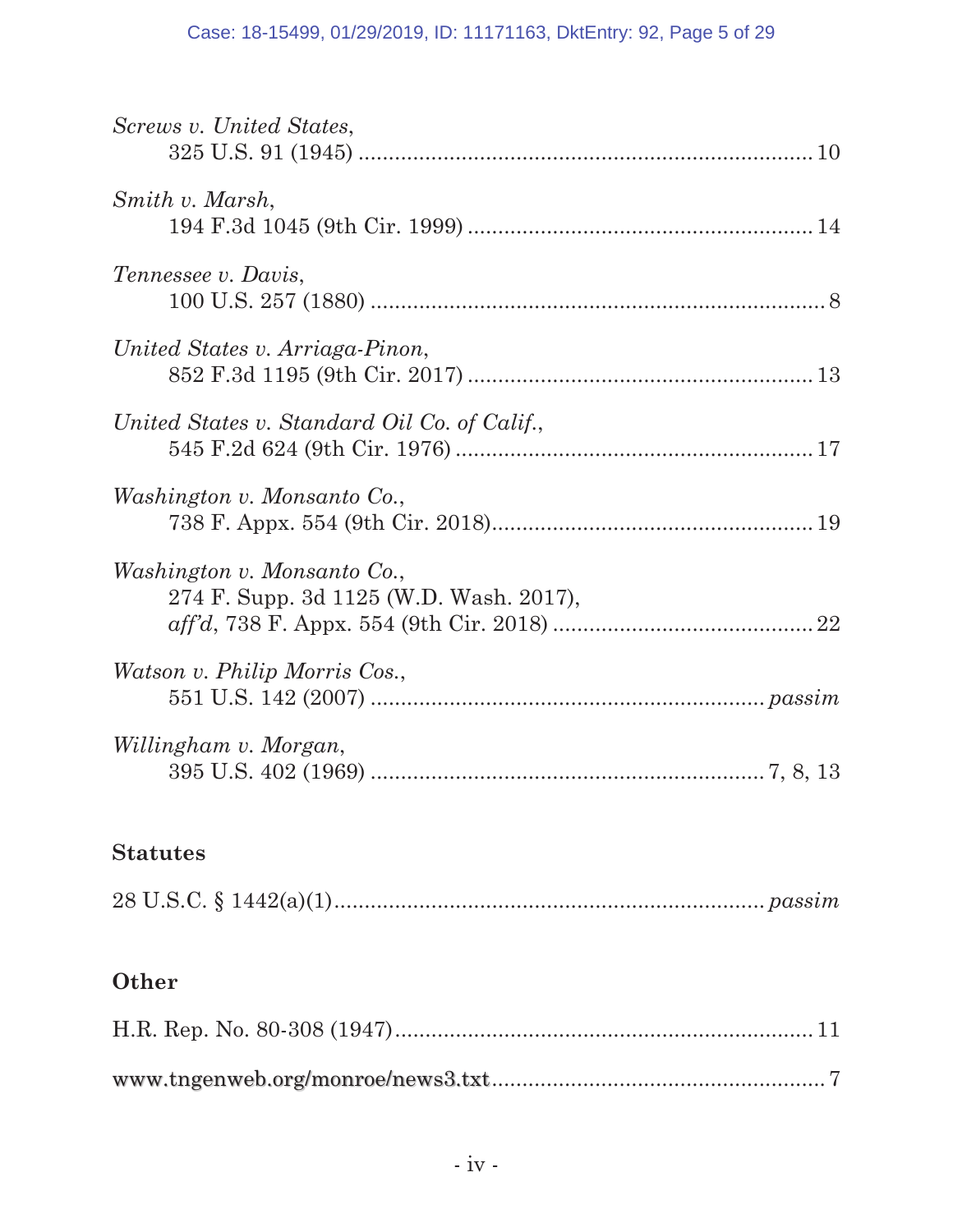*Screws v. United States*,
325 U.S. 91 (1945) ........................................................................... 10

*Smith v. Marsh*,
194 F.3d 1045 (9th Cir. 1999) ......................................................... 14

*Tennessee v. Davis*,
100 U.S. 257 (1880) ........................................................................... 8

*United States v. Arriaga-Pinon*,
852 F.3d 1195 (9th Cir. 2017) ......................................................... 13

*United States v. Standard Oil Co. of Calif.*,
545 F.2d 624 (9th Cir. 1976) ........................................................... 17

*Washington v. Monsanto Co.*,
738 F. Appx. 554 (9th Cir. 2018)...................................................... 19

*Washington v. Monsanto Co.*,
274 F. Supp. 3d 1125 (W.D. Wash. 2017),
*aff'd*, 738 F. Appx. 554 (9th Cir. 2018) ........................................... 22

*Watson v. Philip Morris Cos.*,
551 U.S. 142 (2007) ................................................................. *passim*

*Willingham v. Morgan*,
395 U.S. 402 (1969) ................................................................. 7, 8, 13

**Statutes**

28 U.S.C. § 1442(a)(1)....................................................................... *passim*

**Other**

H.R. Rep. No. 80-308 (1947)..................................................................... 11

www.tngenweb.org/monroe/news3.txt....................................................... 7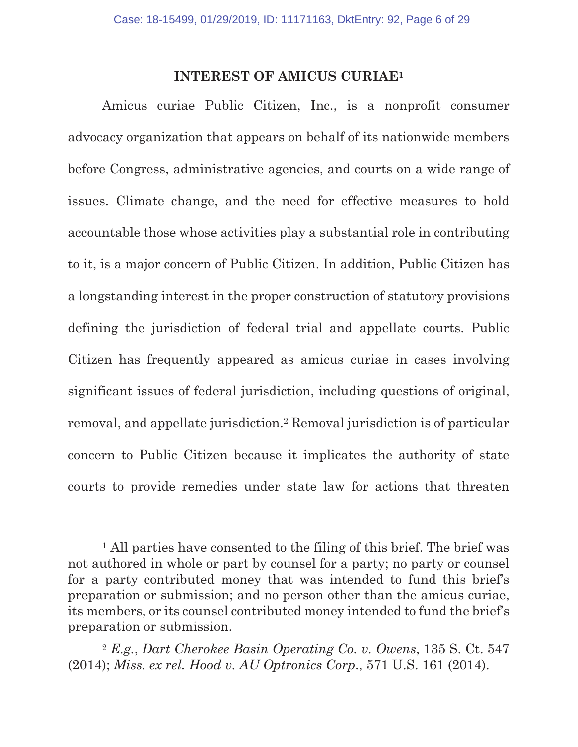## INTEREST OF AMICUS CURIAE[1]

Amicus curiae Public Citizen, Inc., is a nonprofit consumer advocacy organization that appears on behalf of its nationwide members before Congress, administrative agencies, and courts on a wide range of issues. Climate change, and the need for effective measures to hold accountable those whose activities play a substantial role in contributing to it, is a major concern of Public Citizen. In addition, Public Citizen has a longstanding interest in the proper construction of statutory provisions defining the jurisdiction of federal trial and appellate courts. Public Citizen has frequently appeared as amicus curiae in cases involving significant issues of federal jurisdiction, including questions of original, removal, and appellate jurisdiction.[2] Removal jurisdiction is of particular concern to Public Citizen because it implicates the authority of state courts to provide remedies under state law for actions that threaten

---

[1] All parties have consented to the filing of this brief. The brief was not authored in whole or part by counsel for a party; no party or counsel for a party contributed money that was intended to fund this brief's preparation or submission; and no person other than the amicus curiae, its members, or its counsel contributed money intended to fund the brief's preparation or submission.

[2] *E.g.*, *Dart Cherokee Basin Operating Co. v. Owens*, 135 S. Ct. 547 (2014); *Miss. ex rel. Hood v. AU Optronics Corp.*, 571 U.S. 161 (2014).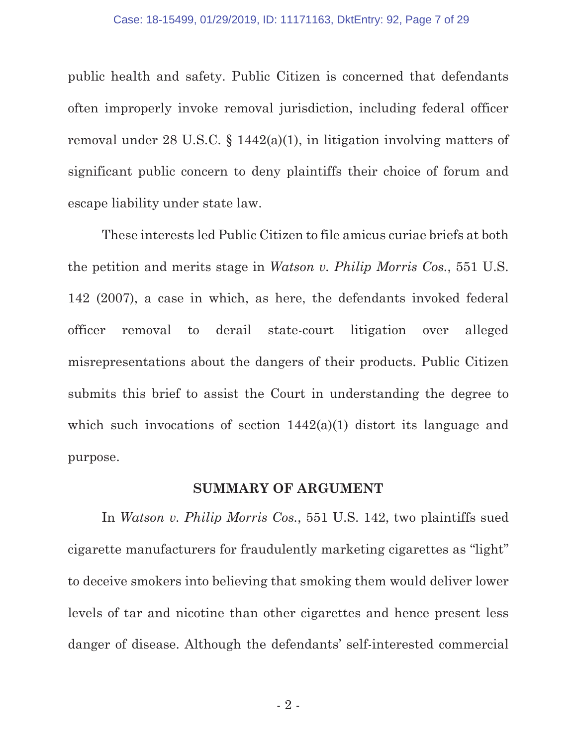public health and safety. Public Citizen is concerned that defendants often improperly invoke removal jurisdiction, including federal officer removal under 28 U.S.C. § 1442(a)(1), in litigation involving matters of significant public concern to deny plaintiffs their choice of forum and escape liability under state law.

These interests led Public Citizen to file amicus curiae briefs at both the petition and merits stage in *Watson v. Philip Morris Cos.*, 551 U.S. 142 (2007), a case in which, as here, the defendants invoked federal officer removal to derail state-court litigation over alleged misrepresentations about the dangers of their products. Public Citizen submits this brief to assist the Court in understanding the degree to which such invocations of section 1442(a)(1) distort its language and purpose.

## SUMMARY OF ARGUMENT

In *Watson v. Philip Morris Cos.*, 551 U.S. 142, two plaintiffs sued cigarette manufacturers for fraudulently marketing cigarettes as "light" to deceive smokers into believing that smoking them would deliver lower levels of tar and nicotine than other cigarettes and hence present less danger of disease. Although the defendants' self-interested commercial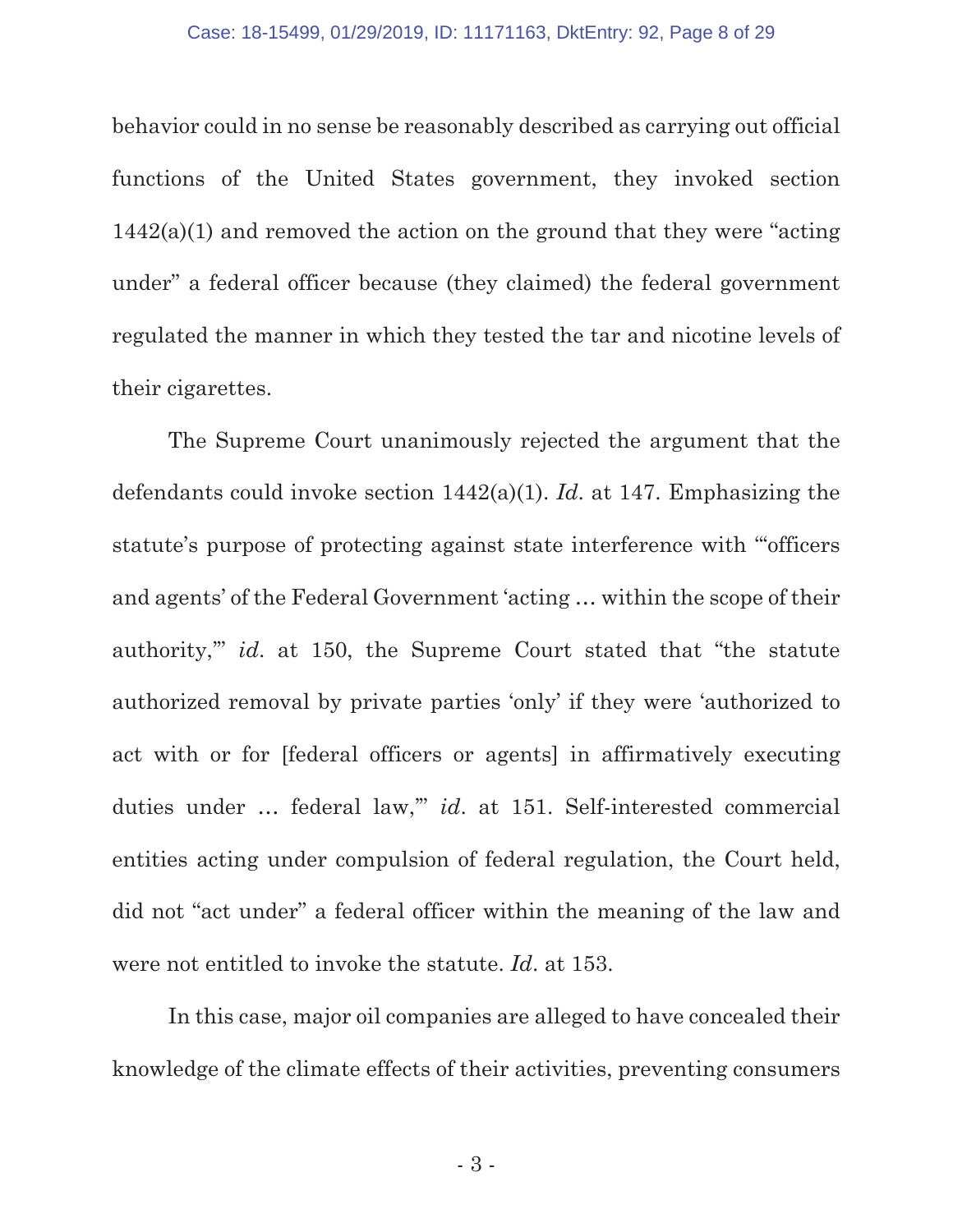behavior could in no sense be reasonably described as carrying out official functions of the United States government, they invoked section 1442(a)(1) and removed the action on the ground that they were "acting under" a federal officer because (they claimed) the federal government regulated the manner in which they tested the tar and nicotine levels of their cigarettes.

The Supreme Court unanimously rejected the argument that the defendants could invoke section 1442(a)(1). *Id.* at 147. Emphasizing the statute's purpose of protecting against state interference with "'officers and agents' of the Federal Government 'acting … within the scope of their authority,'" *id.* at 150, the Supreme Court stated that "the statute authorized removal by private parties 'only' if they were 'authorized to act with or for [federal officers or agents] in affirmatively executing duties under … federal law,'" *id.* at 151. Self-interested commercial entities acting under compulsion of federal regulation, the Court held, did not "act under" a federal officer within the meaning of the law and were not entitled to invoke the statute. *Id.* at 153.

In this case, major oil companies are alleged to have concealed their knowledge of the climate effects of their activities, preventing consumers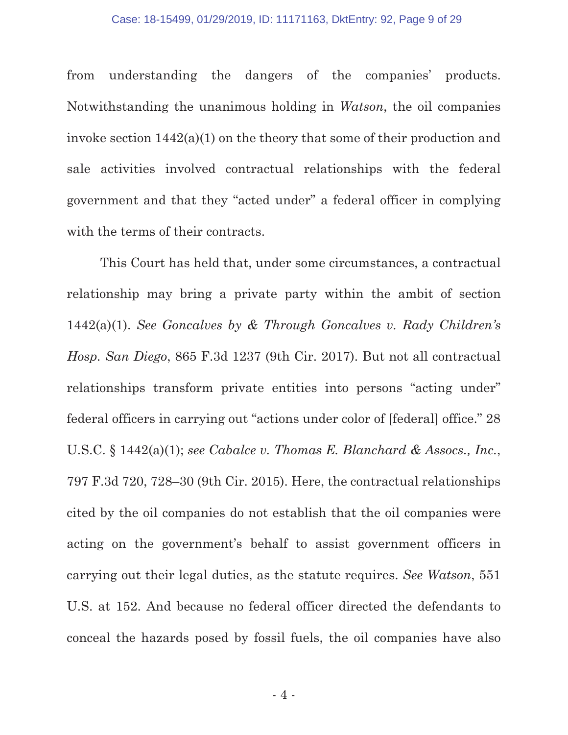from understanding the dangers of the companies' products. Notwithstanding the unanimous holding in *Watson*, the oil companies invoke section 1442(a)(1) on the theory that some of their production and sale activities involved contractual relationships with the federal government and that they "acted under" a federal officer in complying with the terms of their contracts.

This Court has held that, under some circumstances, a contractual relationship may bring a private party within the ambit of section 1442(a)(1). *See Goncalves by & Through Goncalves v. Rady Children's Hosp. San Diego*, 865 F.3d 1237 (9th Cir. 2017). But not all contractual relationships transform private entities into persons "acting under" federal officers in carrying out "actions under color of [federal] office." 28 U.S.C. § 1442(a)(1); *see Cabalce v. Thomas E. Blanchard & Assocs., Inc.*, 797 F.3d 720, 728–30 (9th Cir. 2015). Here, the contractual relationships cited by the oil companies do not establish that the oil companies were acting on the government's behalf to assist government officers in carrying out their legal duties, as the statute requires. *See Watson*, 551 U.S. at 152. And because no federal officer directed the defendants to conceal the hazards posed by fossil fuels, the oil companies have also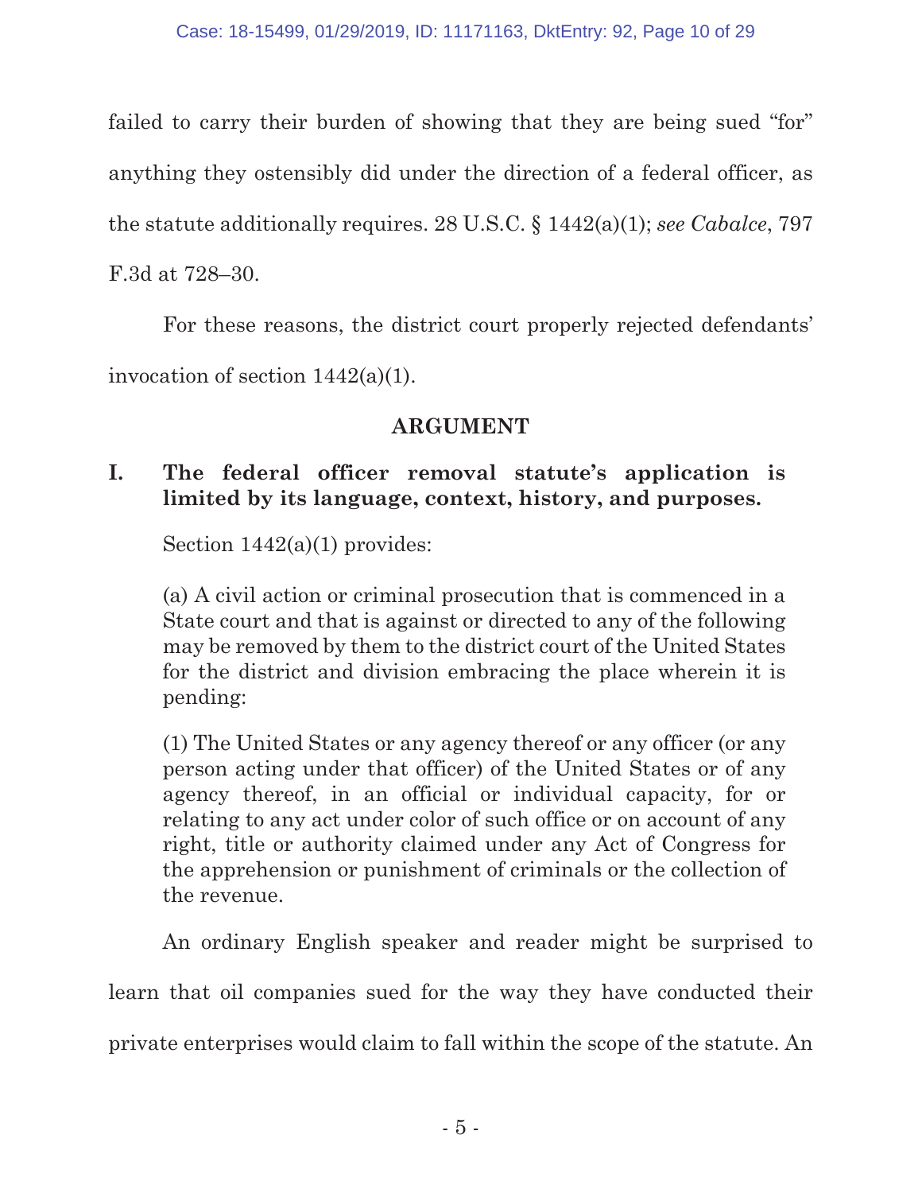failed to carry their burden of showing that they are being sued "for" anything they ostensibly did under the direction of a federal officer, as the statute additionally requires. 28 U.S.C. § 1442(a)(1); *see Cabalce*, 797 F.3d at 728–30.

For these reasons, the district court properly rejected defendants' invocation of section 1442(a)(1).

## ARGUMENT

### I. The federal officer removal statute's application is limited by its language, context, history, and purposes.

Section 1442(a)(1) provides:

> (a) A civil action or criminal prosecution that is commenced in a State court and that is against or directed to any of the following may be removed by them to the district court of the United States for the district and division embracing the place wherein it is pending:
>
> (1) The United States or any agency thereof or any officer (or any person acting under that officer) of the United States or of any agency thereof, in an official or individual capacity, for or relating to any act under color of such office or on account of any right, title or authority claimed under any Act of Congress for the apprehension or punishment of criminals or the collection of the revenue.

An ordinary English speaker and reader might be surprised to learn that oil companies sued for the way they have conducted their private enterprises would claim to fall within the scope of the statute. An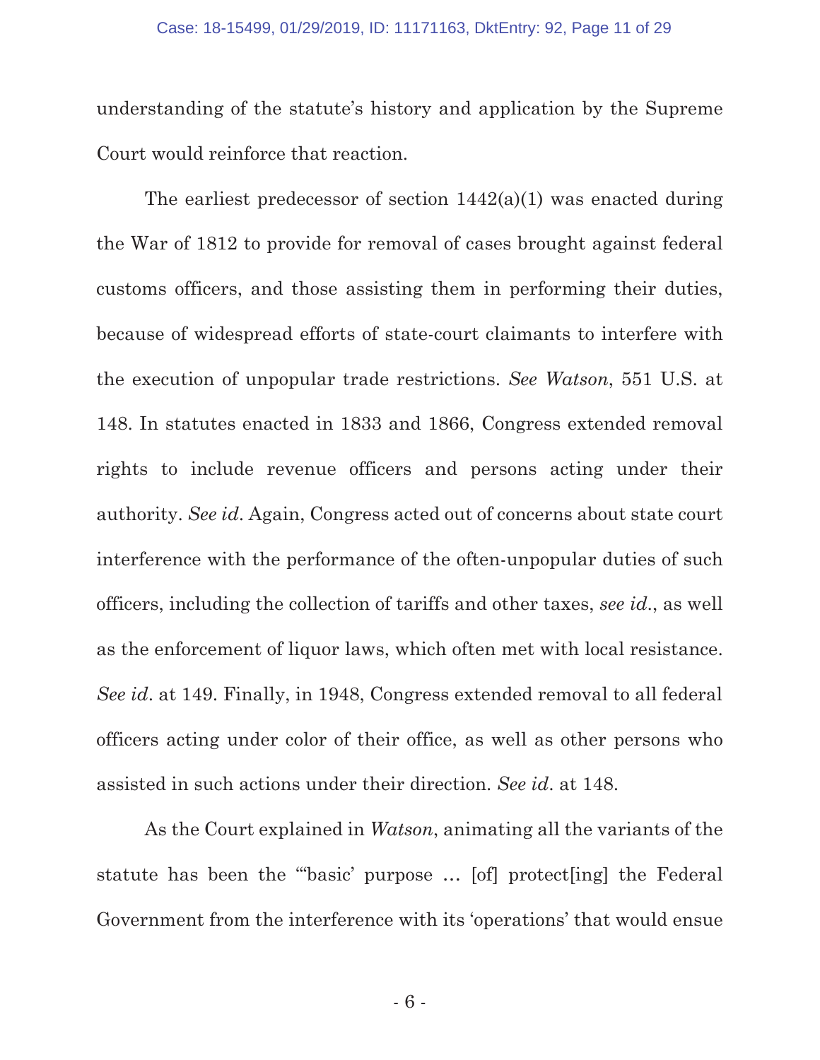understanding of the statute's history and application by the Supreme Court would reinforce that reaction.

The earliest predecessor of section 1442(a)(1) was enacted during the War of 1812 to provide for removal of cases brought against federal customs officers, and those assisting them in performing their duties, because of widespread efforts of state-court claimants to interfere with the execution of unpopular trade restrictions. *See Watson*, 551 U.S. at 148. In statutes enacted in 1833 and 1866, Congress extended removal rights to include revenue officers and persons acting under their authority. *See id*. Again, Congress acted out of concerns about state court interference with the performance of the often-unpopular duties of such officers, including the collection of tariffs and other taxes, *see id*., as well as the enforcement of liquor laws, which often met with local resistance. *See id*. at 149. Finally, in 1948, Congress extended removal to all federal officers acting under color of their office, as well as other persons who assisted in such actions under their direction. *See id*. at 148.

As the Court explained in *Watson*, animating all the variants of the statute has been the "'basic' purpose … [of] protect[ing] the Federal Government from the interference with its 'operations' that would ensue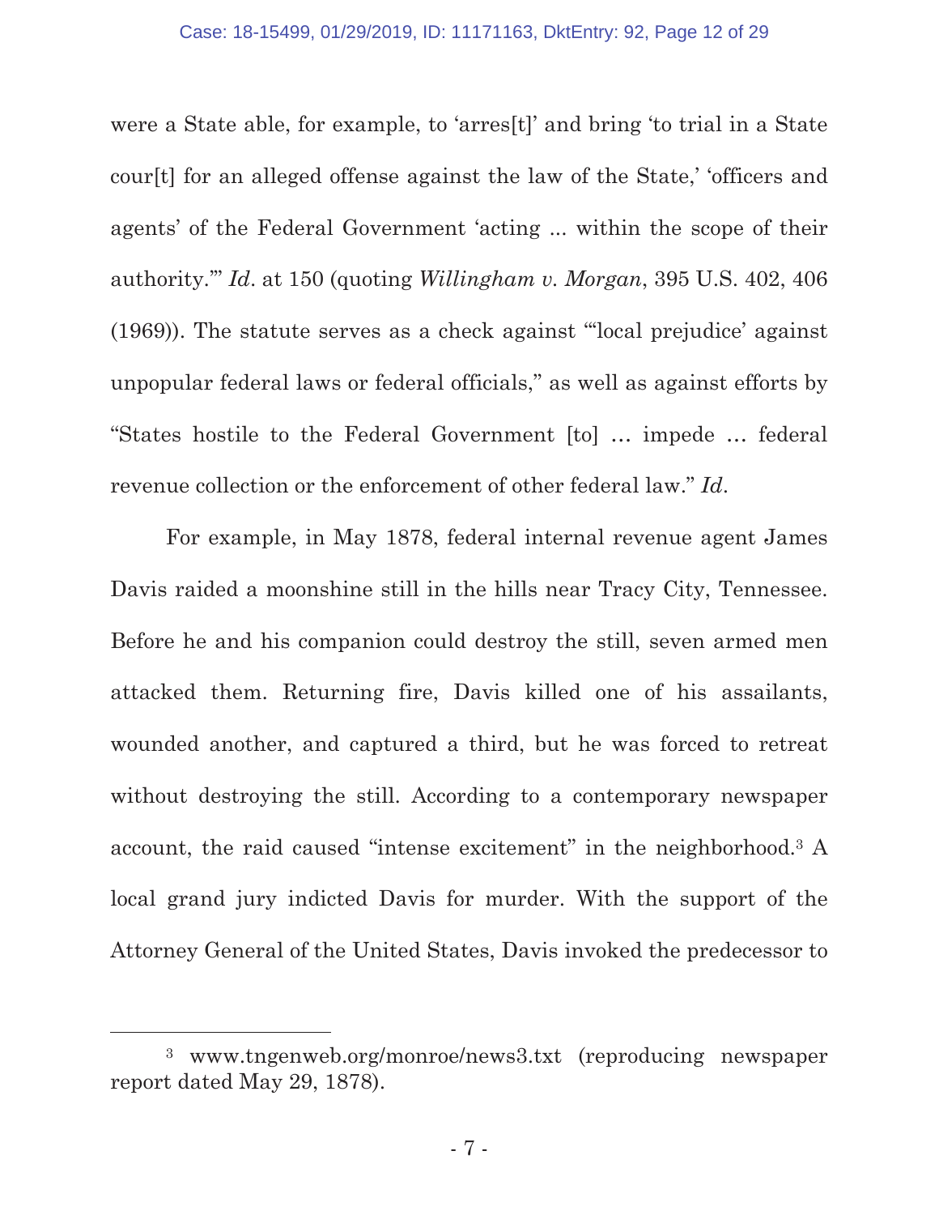were a State able, for example, to 'arres[t]' and bring 'to trial in a State cour[t] for an alleged offense against the law of the State,' 'officers and agents' of the Federal Government 'acting ... within the scope of their authority.'" *Id*. at 150 (quoting *Willingham v. Morgan*, 395 U.S. 402, 406 (1969)). The statute serves as a check against "'local prejudice' against unpopular federal laws or federal officials," as well as against efforts by "States hostile to the Federal Government [to] … impede … federal revenue collection or the enforcement of other federal law." *Id*.

For example, in May 1878, federal internal revenue agent James Davis raided a moonshine still in the hills near Tracy City, Tennessee. Before he and his companion could destroy the still, seven armed men attacked them. Returning fire, Davis killed one of his assailants, wounded another, and captured a third, but he was forced to retreat without destroying the still. According to a contemporary newspaper account, the raid caused "intense excitement" in the neighborhood.[3] A local grand jury indicted Davis for murder. With the support of the Attorney General of the United States, Davis invoked the predecessor to

---

[3] www.tngenweb.org/monroe/news3.txt (reproducing newspaper report dated May 29, 1878).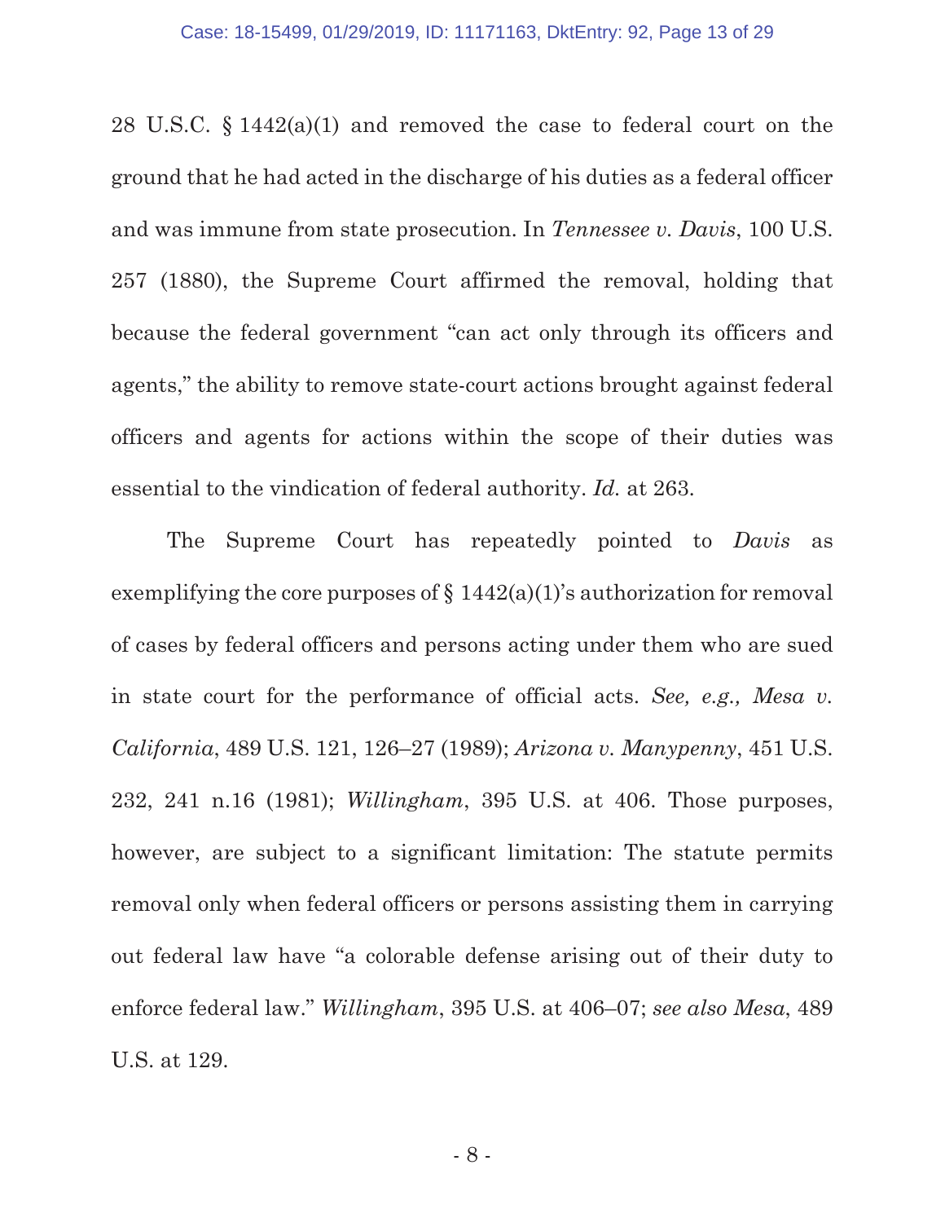28 U.S.C. § 1442(a)(1) and removed the case to federal court on the ground that he had acted in the discharge of his duties as a federal officer and was immune from state prosecution. In *Tennessee v. Davis*, 100 U.S. 257 (1880), the Supreme Court affirmed the removal, holding that because the federal government "can act only through its officers and agents," the ability to remove state-court actions brought against federal officers and agents for actions within the scope of their duties was essential to the vindication of federal authority. *Id.* at 263.

The Supreme Court has repeatedly pointed to *Davis* as exemplifying the core purposes of § 1442(a)(1)'s authorization for removal of cases by federal officers and persons acting under them who are sued in state court for the performance of official acts. *See, e.g., Mesa v. California*, 489 U.S. 121, 126–27 (1989); *Arizona v. Manypenny*, 451 U.S. 232, 241 n.16 (1981); *Willingham*, 395 U.S. at 406. Those purposes, however, are subject to a significant limitation: The statute permits removal only when federal officers or persons assisting them in carrying out federal law have "a colorable defense arising out of their duty to enforce federal law." *Willingham*, 395 U.S. at 406–07; *see also Mesa*, 489 U.S. at 129.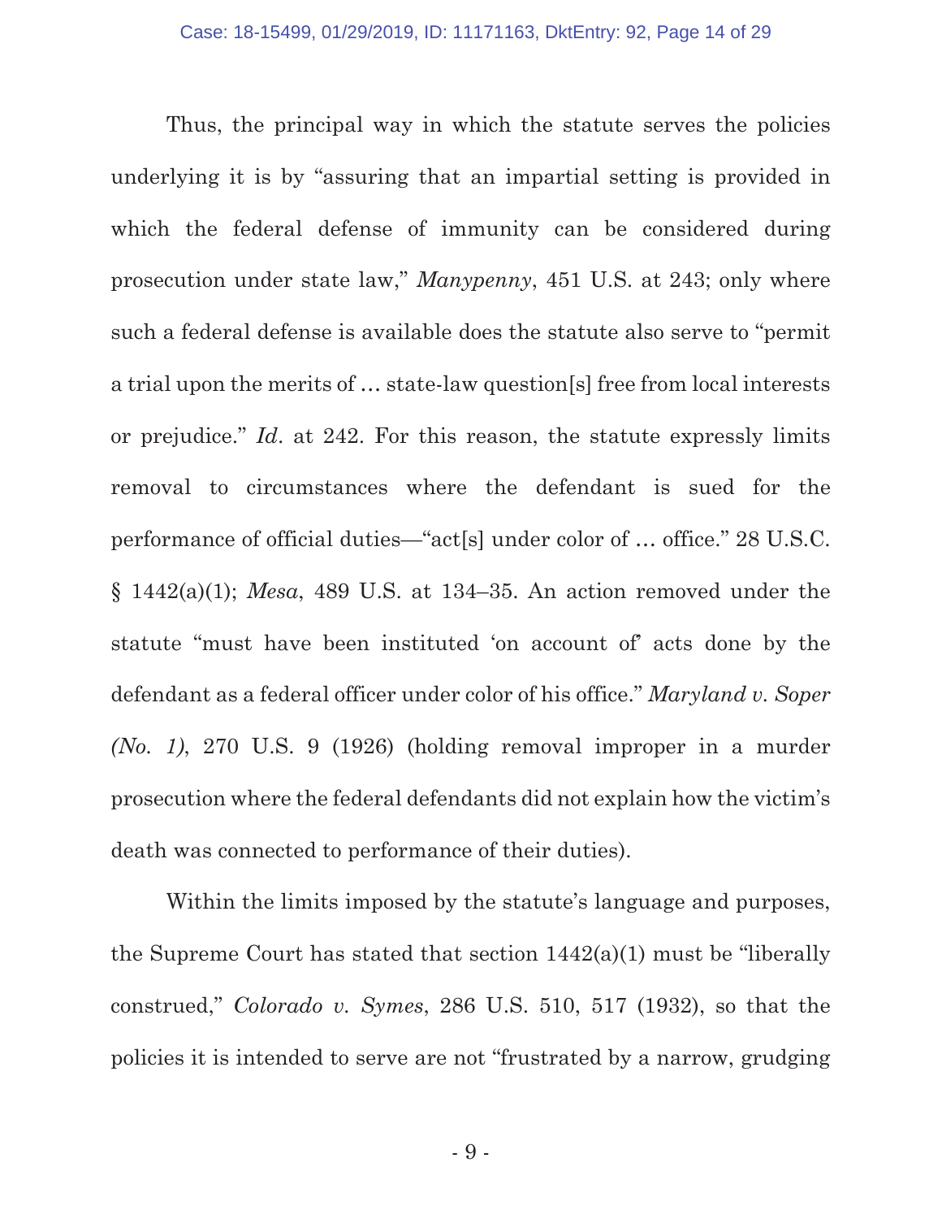Thus, the principal way in which the statute serves the policies underlying it is by "assuring that an impartial setting is provided in which the federal defense of immunity can be considered during prosecution under state law," *Manypenny*, 451 U.S. at 243; only where such a federal defense is available does the statute also serve to "permit a trial upon the merits of … state-law question[s] free from local interests or prejudice." *Id*. at 242. For this reason, the statute expressly limits removal to circumstances where the defendant is sued for the performance of official duties—"act[s] under color of … office." 28 U.S.C. § 1442(a)(1); *Mesa*, 489 U.S. at 134–35. An action removed under the statute "must have been instituted 'on account of' acts done by the defendant as a federal officer under color of his office." *Maryland v. Soper (No. 1)*, 270 U.S. 9 (1926) (holding removal improper in a murder prosecution where the federal defendants did not explain how the victim's death was connected to performance of their duties).

Within the limits imposed by the statute's language and purposes, the Supreme Court has stated that section 1442(a)(1) must be "liberally construed," *Colorado v. Symes*, 286 U.S. 510, 517 (1932), so that the policies it is intended to serve are not "frustrated by a narrow, grudging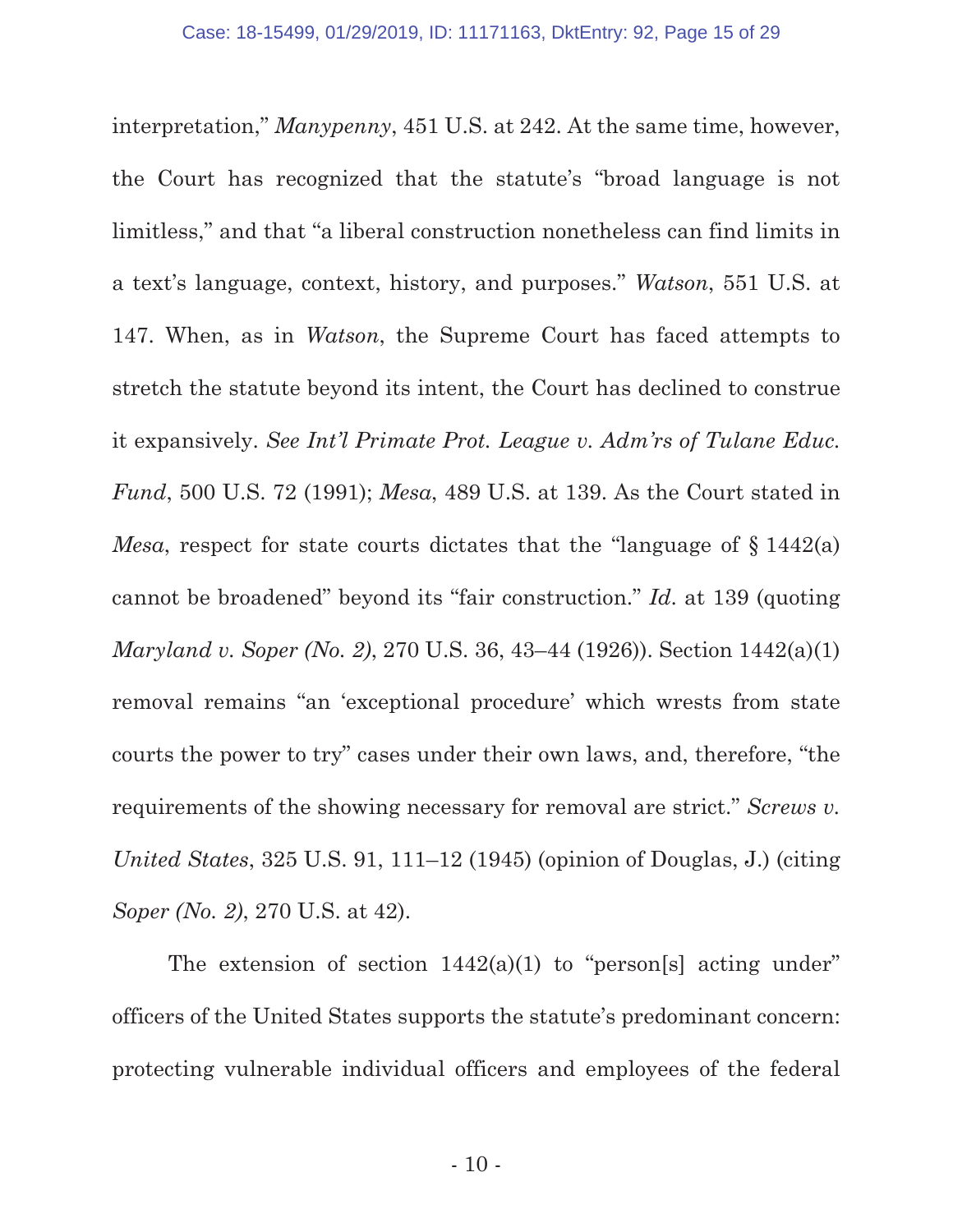interpretation," *Manypenny*, 451 U.S. at 242. At the same time, however, the Court has recognized that the statute's "broad language is not limitless," and that "a liberal construction nonetheless can find limits in a text's language, context, history, and purposes." *Watson*, 551 U.S. at 147. When, as in *Watson*, the Supreme Court has faced attempts to stretch the statute beyond its intent, the Court has declined to construe it expansively. *See Int'l Primate Prot. League v. Adm'rs of Tulane Educ. Fund*, 500 U.S. 72 (1991); *Mesa*, 489 U.S. at 139. As the Court stated in *Mesa*, respect for state courts dictates that the "language of § 1442(a) cannot be broadened" beyond its "fair construction." *Id.* at 139 (quoting *Maryland v. Soper (No. 2)*, 270 U.S. 36, 43–44 (1926)). Section 1442(a)(1) removal remains "an 'exceptional procedure' which wrests from state courts the power to try" cases under their own laws, and, therefore, "the requirements of the showing necessary for removal are strict." *Screws v. United States*, 325 U.S. 91, 111–12 (1945) (opinion of Douglas, J.) (citing *Soper (No. 2)*, 270 U.S. at 42).

The extension of section 1442(a)(1) to "person[s] acting under" officers of the United States supports the statute's predominant concern: protecting vulnerable individual officers and employees of the federal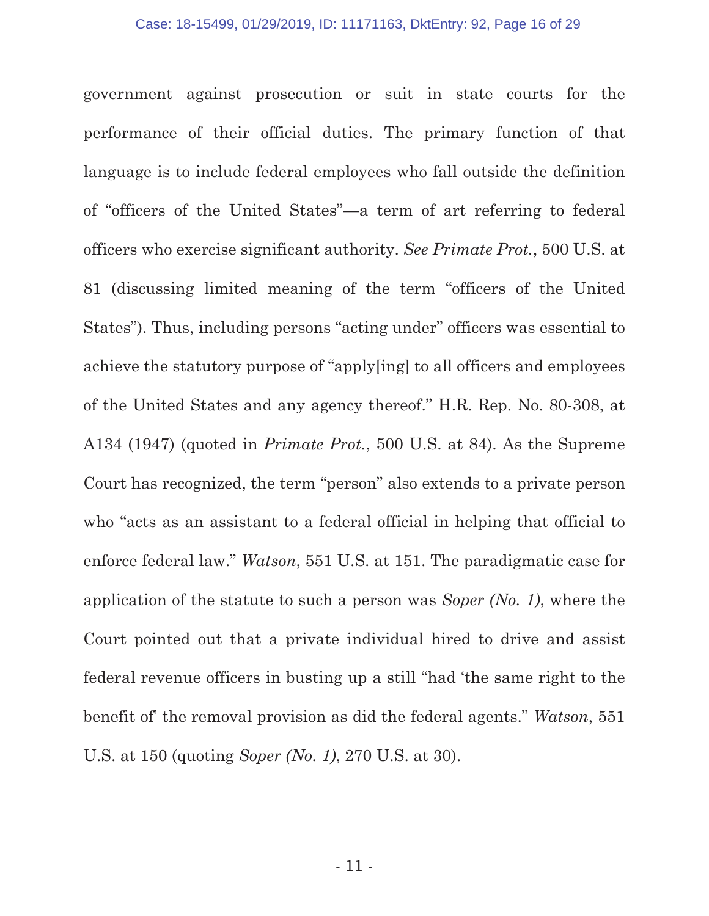government against prosecution or suit in state courts for the performance of their official duties. The primary function of that language is to include federal employees who fall outside the definition of "officers of the United States"—a term of art referring to federal officers who exercise significant authority. *See Primate Prot.*, 500 U.S. at 81 (discussing limited meaning of the term "officers of the United States"). Thus, including persons "acting under" officers was essential to achieve the statutory purpose of "apply[ing] to all officers and employees of the United States and any agency thereof." H.R. Rep. No. 80-308, at A134 (1947) (quoted in *Primate Prot.*, 500 U.S. at 84). As the Supreme Court has recognized, the term "person" also extends to a private person who "acts as an assistant to a federal official in helping that official to enforce federal law." *Watson*, 551 U.S. at 151. The paradigmatic case for application of the statute to such a person was *Soper (No. 1)*, where the Court pointed out that a private individual hired to drive and assist federal revenue officers in busting up a still "had 'the same right to the benefit of' the removal provision as did the federal agents." *Watson*, 551 U.S. at 150 (quoting *Soper (No. 1)*, 270 U.S. at 30).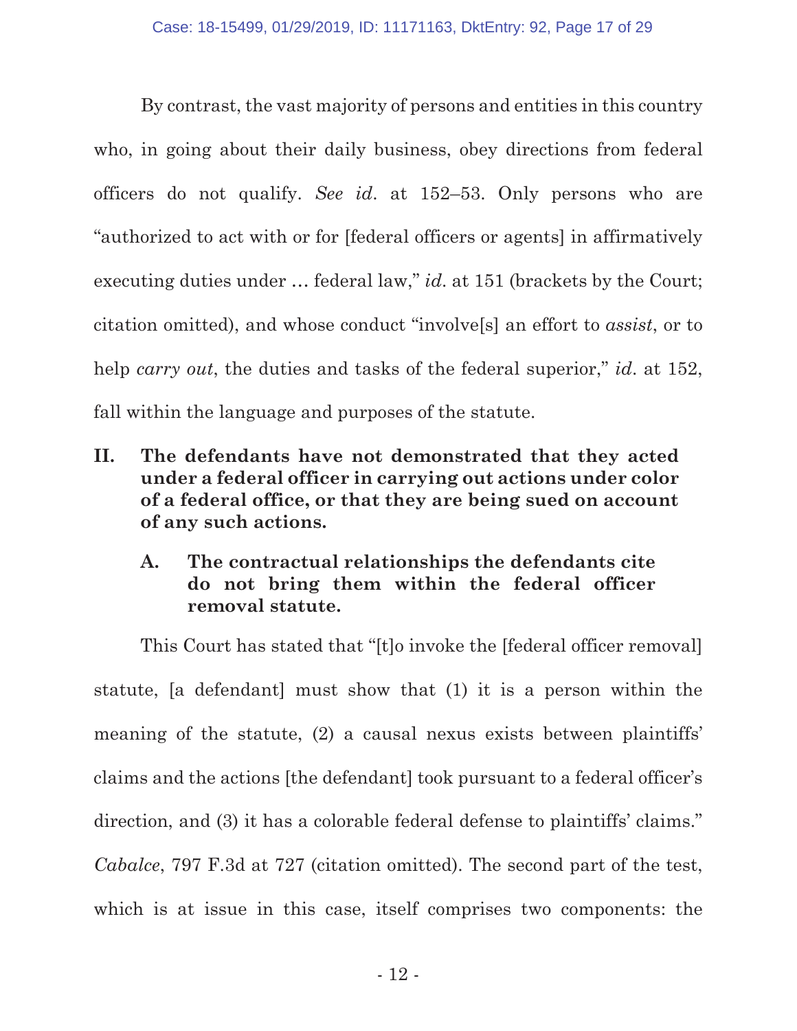By contrast, the vast majority of persons and entities in this country who, in going about their daily business, obey directions from federal officers do not qualify. *See id.* at 152–53. Only persons who are "authorized to act with or for [federal officers or agents] in affirmatively executing duties under … federal law," *id.* at 151 (brackets by the Court; citation omitted), and whose conduct "involve[s] an effort to *assist*, or to help *carry out*, the duties and tasks of the federal superior," *id.* at 152, fall within the language and purposes of the statute.

## II. The defendants have not demonstrated that they acted under a federal officer in carrying out actions under color of a federal office, or that they are being sued on account of any such actions.

### A. The contractual relationships the defendants cite do not bring them within the federal officer removal statute.

This Court has stated that "[t]o invoke the [federal officer removal] statute, [a defendant] must show that (1) it is a person within the meaning of the statute, (2) a causal nexus exists between plaintiffs' claims and the actions [the defendant] took pursuant to a federal officer's direction, and (3) it has a colorable federal defense to plaintiffs' claims." *Cabalce*, 797 F.3d at 727 (citation omitted). The second part of the test, which is at issue in this case, itself comprises two components: the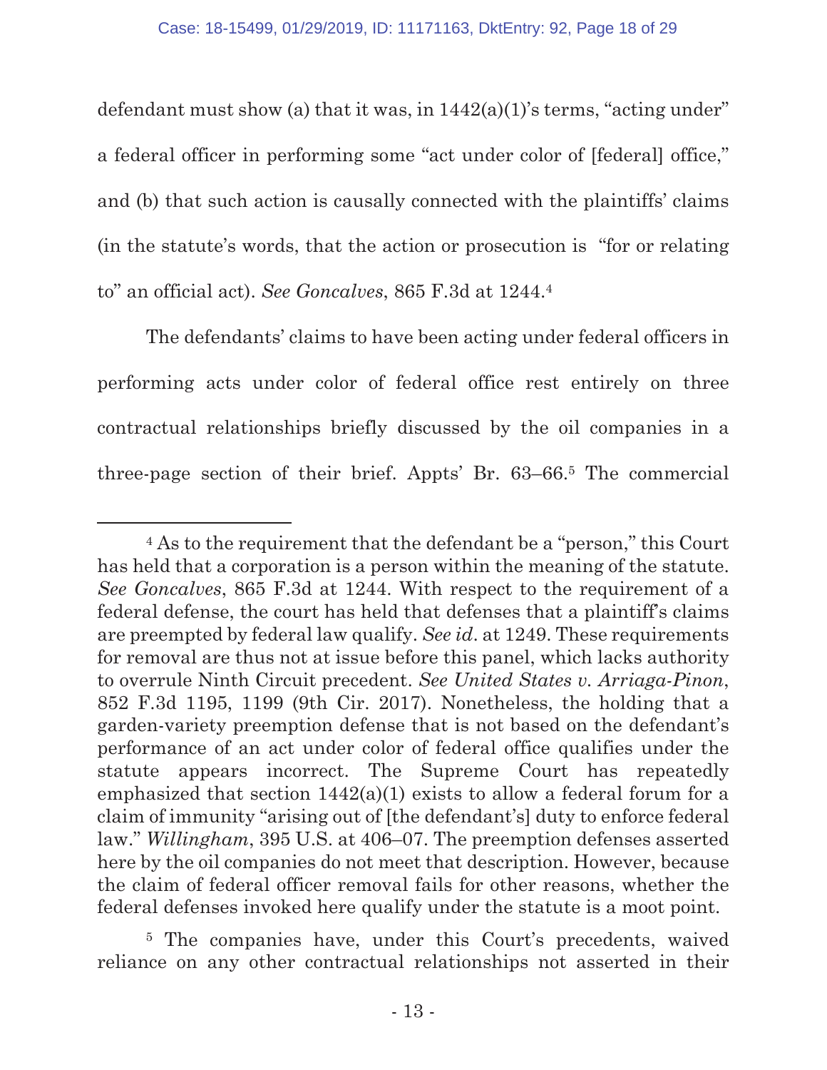defendant must show (a) that it was, in 1442(a)(1)'s terms, "acting under" a federal officer in performing some "act under color of [federal] office," and (b) that such action is causally connected with the plaintiffs' claims (in the statute's words, that the action or prosecution is "for or relating to" an official act). *See Goncalves*, 865 F.3d at 1244.[4]

The defendants' claims to have been acting under federal officers in performing acts under color of federal office rest entirely on three contractual relationships briefly discussed by the oil companies in a three-page section of their brief. Appts' Br. 63–66.[5] The commercial

[4] As to the requirement that the defendant be a "person," this Court has held that a corporation is a person within the meaning of the statute. *See Goncalves*, 865 F.3d at 1244. With respect to the requirement of a federal defense, the court has held that defenses that a plaintiff's claims are preempted by federal law qualify. *See id*. at 1249. These requirements for removal are thus not at issue before this panel, which lacks authority to overrule Ninth Circuit precedent. *See United States v. Arriaga-Pinon*, 852 F.3d 1195, 1199 (9th Cir. 2017). Nonetheless, the holding that a garden-variety preemption defense that is not based on the defendant's performance of an act under color of federal office qualifies under the statute appears incorrect. The Supreme Court has repeatedly emphasized that section 1442(a)(1) exists to allow a federal forum for a claim of immunity "arising out of [the defendant's] duty to enforce federal law." *Willingham*, 395 U.S. at 406–07. The preemption defenses asserted here by the oil companies do not meet that description. However, because the claim of federal officer removal fails for other reasons, whether the federal defenses invoked here qualify under the statute is a moot point.

[5] The companies have, under this Court's precedents, waived reliance on any other contractual relationships not asserted in their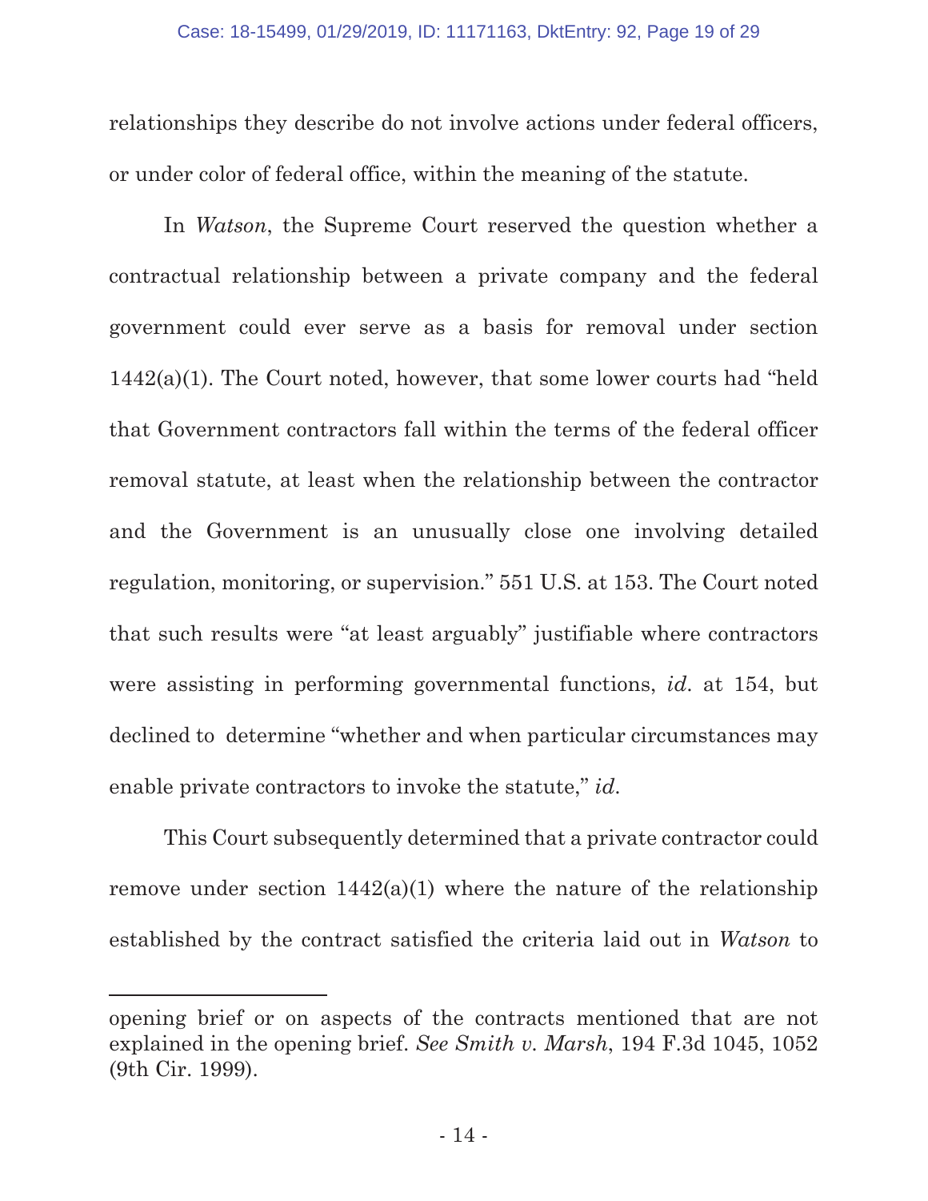relationships they describe do not involve actions under federal officers, or under color of federal office, within the meaning of the statute.

In *Watson*, the Supreme Court reserved the question whether a contractual relationship between a private company and the federal government could ever serve as a basis for removal under section 1442(a)(1). The Court noted, however, that some lower courts had "held that Government contractors fall within the terms of the federal officer removal statute, at least when the relationship between the contractor and the Government is an unusually close one involving detailed regulation, monitoring, or supervision." 551 U.S. at 153. The Court noted that such results were "at least arguably" justifiable where contractors were assisting in performing governmental functions, *id*. at 154, but declined to determine "whether and when particular circumstances may enable private contractors to invoke the statute," *id*.

This Court subsequently determined that a private contractor could remove under section 1442(a)(1) where the nature of the relationship established by the contract satisfied the criteria laid out in *Watson* to

---

opening brief or on aspects of the contracts mentioned that are not explained in the opening brief. *See Smith v. Marsh*, 194 F.3d 1045, 1052 (9th Cir. 1999).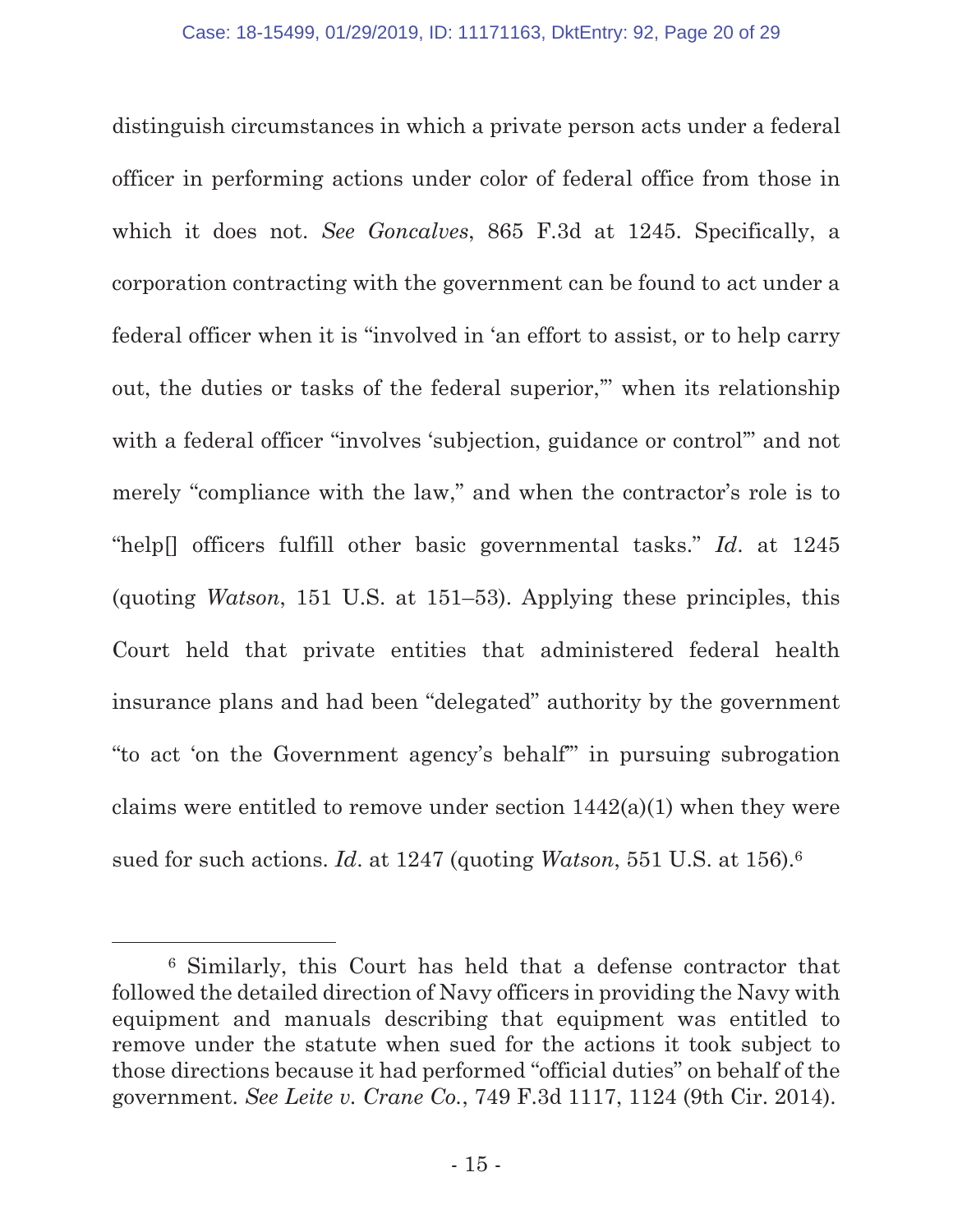distinguish circumstances in which a private person acts under a federal officer in performing actions under color of federal office from those in which it does not. *See Goncalves*, 865 F.3d at 1245. Specifically, a corporation contracting with the government can be found to act under a federal officer when it is "involved in 'an effort to assist, or to help carry out, the duties or tasks of the federal superior,'" when its relationship with a federal officer "involves 'subjection, guidance or control'" and not merely "compliance with the law," and when the contractor's role is to "help[] officers fulfill other basic governmental tasks." *Id*. at 1245 (quoting *Watson*, 151 U.S. at 151–53). Applying these principles, this Court held that private entities that administered federal health insurance plans and had been "delegated" authority by the government "to act 'on the Government agency's behalf'" in pursuing subrogation claims were entitled to remove under section 1442(a)(1) when they were sued for such actions. *Id*. at 1247 (quoting *Watson*, 551 U.S. at 156).[6]

---

[6] Similarly, this Court has held that a defense contractor that followed the detailed direction of Navy officers in providing the Navy with equipment and manuals describing that equipment was entitled to remove under the statute when sued for the actions it took subject to those directions because it had performed "official duties" on behalf of the government. *See Leite v. Crane Co.*, 749 F.3d 1117, 1124 (9th Cir. 2014).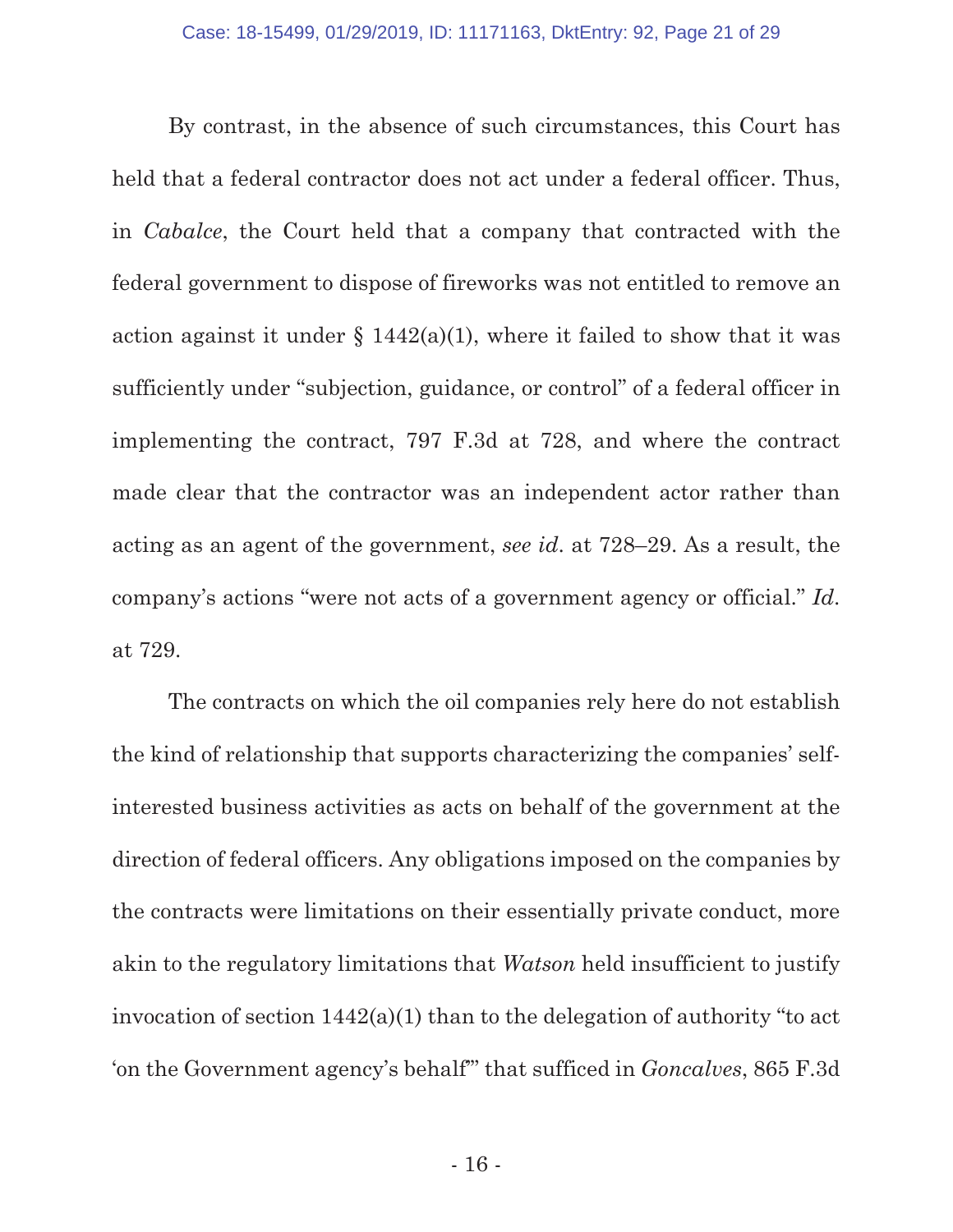By contrast, in the absence of such circumstances, this Court has held that a federal contractor does not act under a federal officer. Thus, in *Cabalce*, the Court held that a company that contracted with the federal government to dispose of fireworks was not entitled to remove an action against it under § 1442(a)(1), where it failed to show that it was sufficiently under "subjection, guidance, or control" of a federal officer in implementing the contract, 797 F.3d at 728, and where the contract made clear that the contractor was an independent actor rather than acting as an agent of the government, *see id.* at 728–29. As a result, the company's actions "were not acts of a government agency or official." *Id.* at 729.

The contracts on which the oil companies rely here do not establish the kind of relationship that supports characterizing the companies' self-interested business activities as acts on behalf of the government at the direction of federal officers. Any obligations imposed on the companies by the contracts were limitations on their essentially private conduct, more akin to the regulatory limitations that *Watson* held insufficient to justify invocation of section 1442(a)(1) than to the delegation of authority "to act 'on the Government agency's behalf'" that sufficed in *Goncalves*, 865 F.3d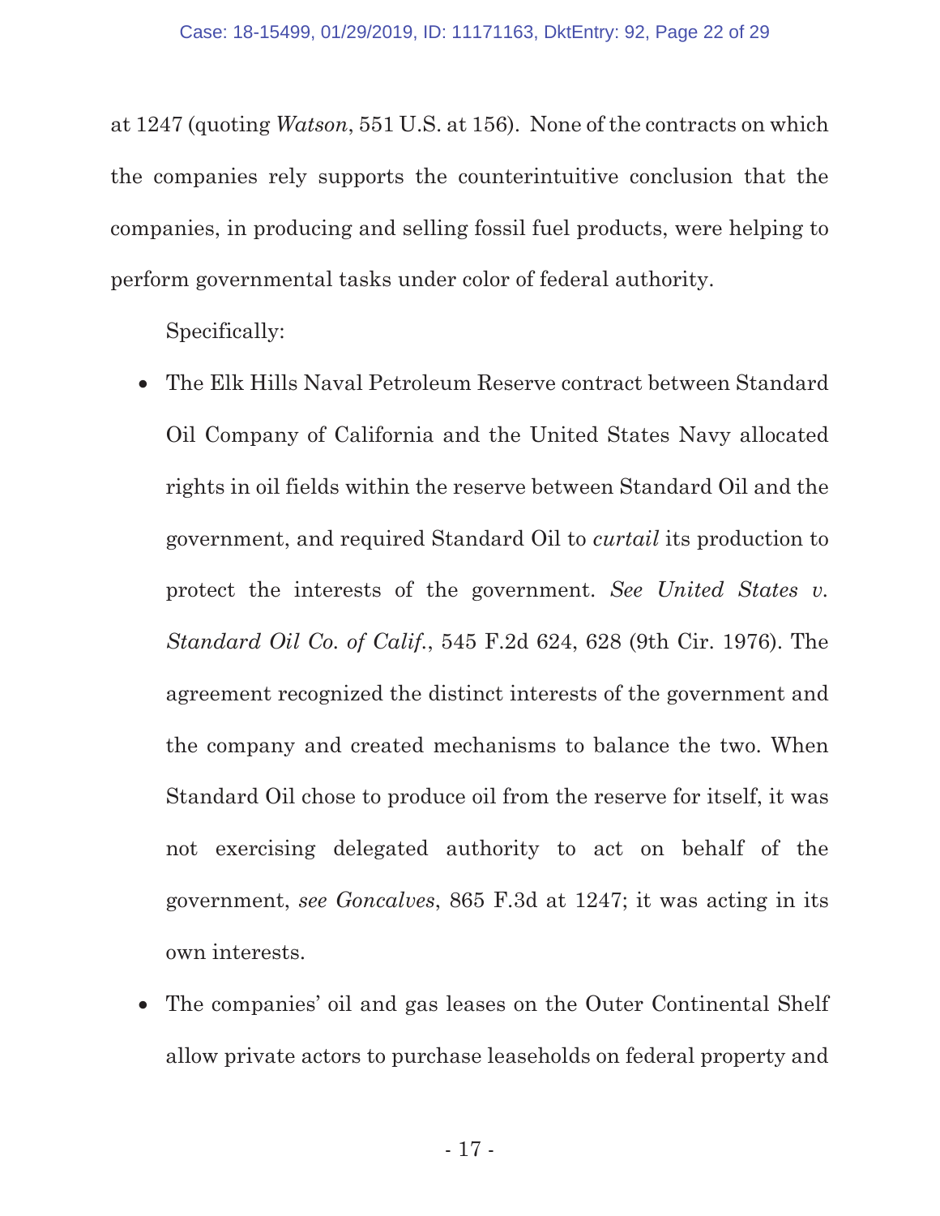at 1247 (quoting *Watson*, 551 U.S. at 156). None of the contracts on which the companies rely supports the counterintuitive conclusion that the companies, in producing and selling fossil fuel products, were helping to perform governmental tasks under color of federal authority.

Specifically:

- The Elk Hills Naval Petroleum Reserve contract between Standard Oil Company of California and the United States Navy allocated rights in oil fields within the reserve between Standard Oil and the government, and required Standard Oil to *curtail* its production to protect the interests of the government. *See United States v. Standard Oil Co. of Calif.*, 545 F.2d 624, 628 (9th Cir. 1976). The agreement recognized the distinct interests of the government and the company and created mechanisms to balance the two. When Standard Oil chose to produce oil from the reserve for itself, it was not exercising delegated authority to act on behalf of the government, *see Goncalves*, 865 F.3d at 1247; it was acting in its own interests.
- The companies' oil and gas leases on the Outer Continental Shelf allow private actors to purchase leaseholds on federal property and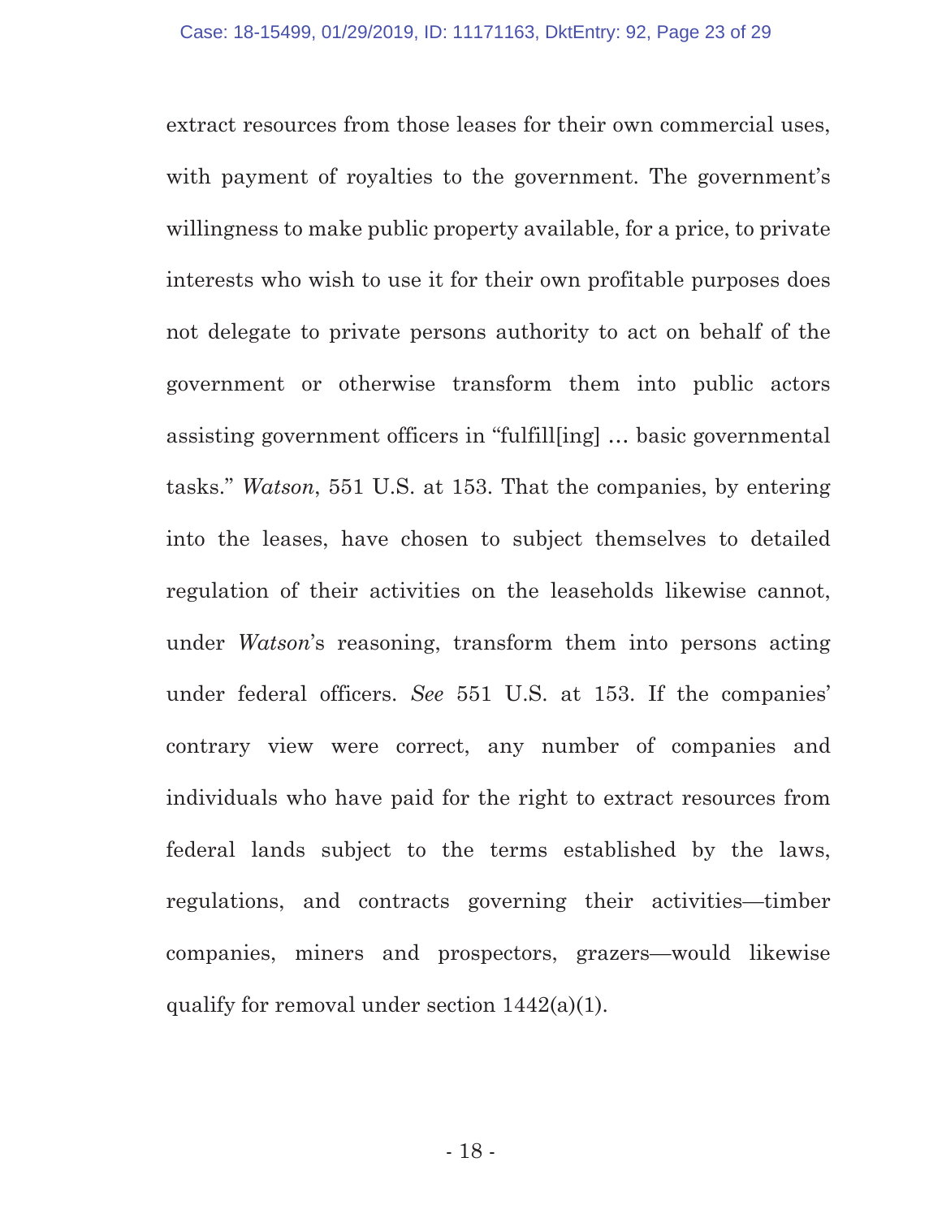extract resources from those leases for their own commercial uses, with payment of royalties to the government. The government's willingness to make public property available, for a price, to private interests who wish to use it for their own profitable purposes does not delegate to private persons authority to act on behalf of the government or otherwise transform them into public actors assisting government officers in "fulfill[ing] … basic governmental tasks." *Watson*, 551 U.S. at 153. That the companies, by entering into the leases, have chosen to subject themselves to detailed regulation of their activities on the leaseholds likewise cannot, under *Watson*'s reasoning, transform them into persons acting under federal officers. *See* 551 U.S. at 153. If the companies' contrary view were correct, any number of companies and individuals who have paid for the right to extract resources from federal lands subject to the terms established by the laws, regulations, and contracts governing their activities—timber companies, miners and prospectors, grazers—would likewise qualify for removal under section 1442(a)(1).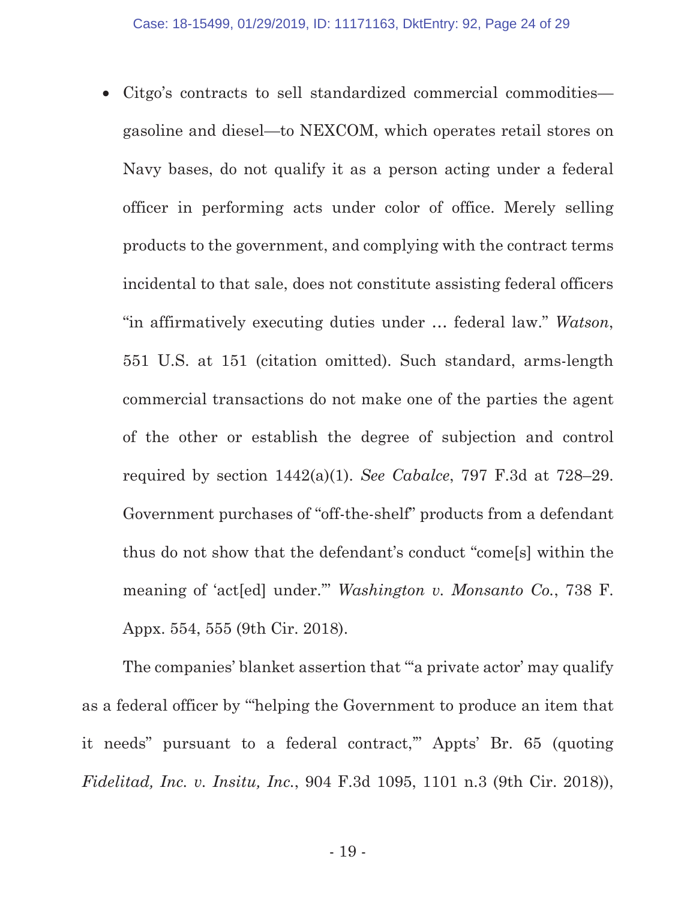- Citgo's contracts to sell standardized commercial commodities—gasoline and diesel—to NEXCOM, which operates retail stores on Navy bases, do not qualify it as a person acting under a federal officer in performing acts under color of office. Merely selling products to the government, and complying with the contract terms incidental to that sale, does not constitute assisting federal officers "in affirmatively executing duties under … federal law." *Watson*, 551 U.S. at 151 (citation omitted). Such standard, arms-length commercial transactions do not make one of the parties the agent of the other or establish the degree of subjection and control required by section 1442(a)(1). *See Cabalce*, 797 F.3d at 728–29. Government purchases of "off-the-shelf" products from a defendant thus do not show that the defendant's conduct "come[s] within the meaning of 'act[ed] under.'" *Washington v. Monsanto Co.*, 738 F. Appx. 554, 555 (9th Cir. 2018).

The companies' blanket assertion that "'a private actor' may qualify as a federal officer by "'helping the Government to produce an item that it needs" pursuant to a federal contract,'" Appts' Br. 65 (quoting *Fidelitad, Inc. v. Insitu, Inc.*, 904 F.3d 1095, 1101 n.3 (9th Cir. 2018)),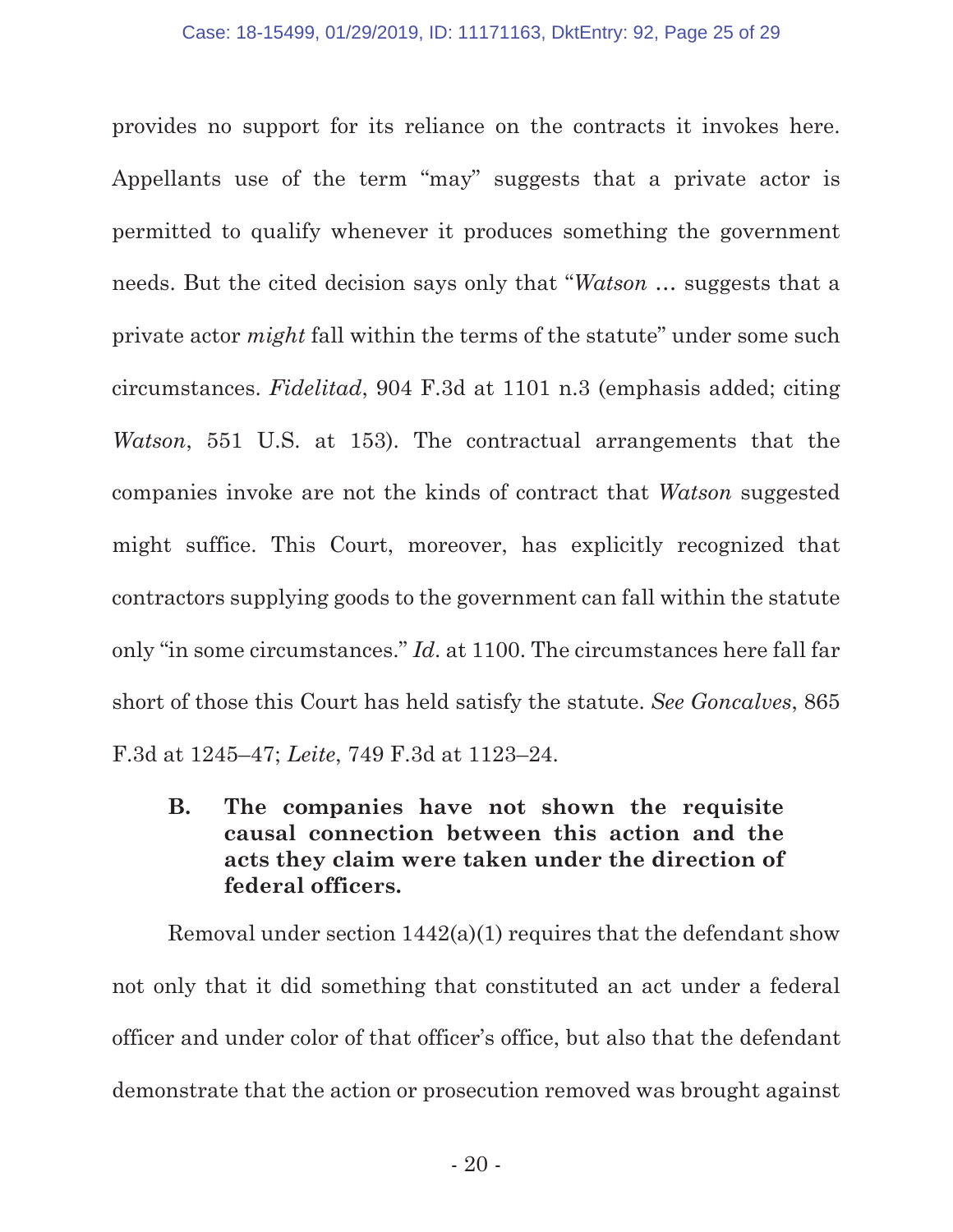provides no support for its reliance on the contracts it invokes here. Appellants use of the term "may" suggests that a private actor is permitted to qualify whenever it produces something the government needs. But the cited decision says only that "*Watson* … suggests that a private actor *might* fall within the terms of the statute" under some such circumstances. *Fidelitad*, 904 F.3d at 1101 n.3 (emphasis added; citing *Watson*, 551 U.S. at 153). The contractual arrangements that the companies invoke are not the kinds of contract that *Watson* suggested might suffice. This Court, moreover, has explicitly recognized that contractors supplying goods to the government can fall within the statute only "in some circumstances." *Id*. at 1100. The circumstances here fall far short of those this Court has held satisfy the statute. *See Goncalves*, 865 F.3d at 1245–47; *Leite*, 749 F.3d at 1123–24.

### B. The companies have not shown the requisite causal connection between this action and the acts they claim were taken under the direction of federal officers.

Removal under section 1442(a)(1) requires that the defendant show not only that it did something that constituted an act under a federal officer and under color of that officer's office, but also that the defendant demonstrate that the action or prosecution removed was brought against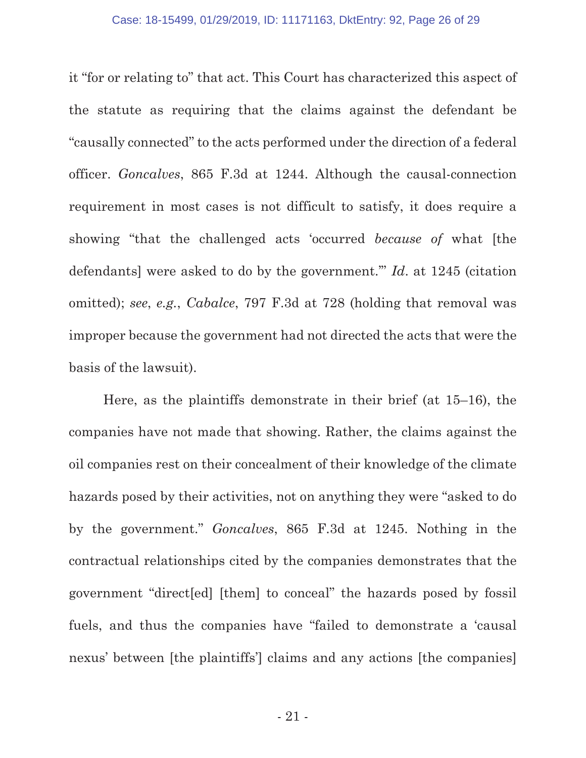it "for or relating to" that act. This Court has characterized this aspect of the statute as requiring that the claims against the defendant be "causally connected" to the acts performed under the direction of a federal officer. *Goncalves*, 865 F.3d at 1244. Although the causal-connection requirement in most cases is not difficult to satisfy, it does require a showing "that the challenged acts 'occurred *because of* what [the defendants] were asked to do by the government.'" *Id*. at 1245 (citation omitted); *see*, *e.g.*, *Cabalce*, 797 F.3d at 728 (holding that removal was improper because the government had not directed the acts that were the basis of the lawsuit).

Here, as the plaintiffs demonstrate in their brief (at 15–16), the companies have not made that showing. Rather, the claims against the oil companies rest on their concealment of their knowledge of the climate hazards posed by their activities, not on anything they were "asked to do by the government." *Goncalves*, 865 F.3d at 1245. Nothing in the contractual relationships cited by the companies demonstrates that the government "direct[ed] [them] to conceal" the hazards posed by fossil fuels, and thus the companies have "failed to demonstrate a 'causal nexus' between [the plaintiffs'] claims and any actions [the companies]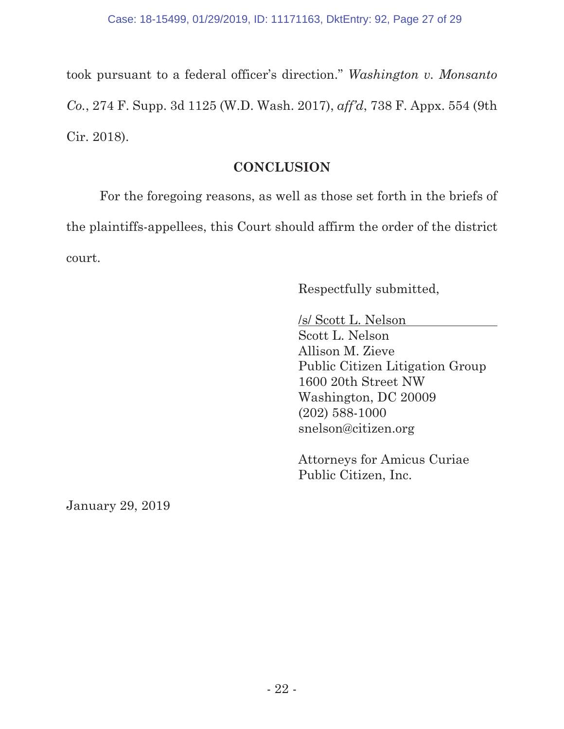took pursuant to a federal officer's direction." *Washington v. Monsanto Co.*, 274 F. Supp. 3d 1125 (W.D. Wash. 2017), *aff'd*, 738 F. Appx. 554 (9th Cir. 2018).

## CONCLUSION

For the foregoing reasons, as well as those set forth in the briefs of the plaintiffs-appellees, this Court should affirm the order of the district court.

Respectfully submitted,

/s/ Scott L. Nelson
Scott L. Nelson
Allison M. Zieve
Public Citizen Litigation Group
1600 20th Street NW
Washington, DC 20009
(202) 588-1000
snelson@citizen.org

Attorneys for Amicus Curiae
Public Citizen, Inc.

January 29, 2019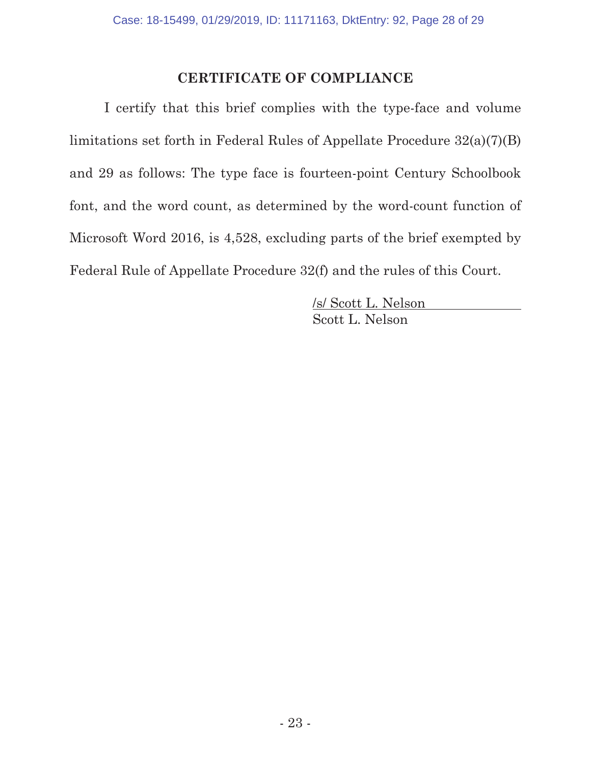## CERTIFICATE OF COMPLIANCE

I certify that this brief complies with the type-face and volume limitations set forth in Federal Rules of Appellate Procedure 32(a)(7)(B) and 29 as follows: The type face is fourteen-point Century Schoolbook font, and the word count, as determined by the word-count function of Microsoft Word 2016, is 4,528, excluding parts of the brief exempted by Federal Rule of Appellate Procedure 32(f) and the rules of this Court.

/s/ Scott L. Nelson
Scott L. Nelson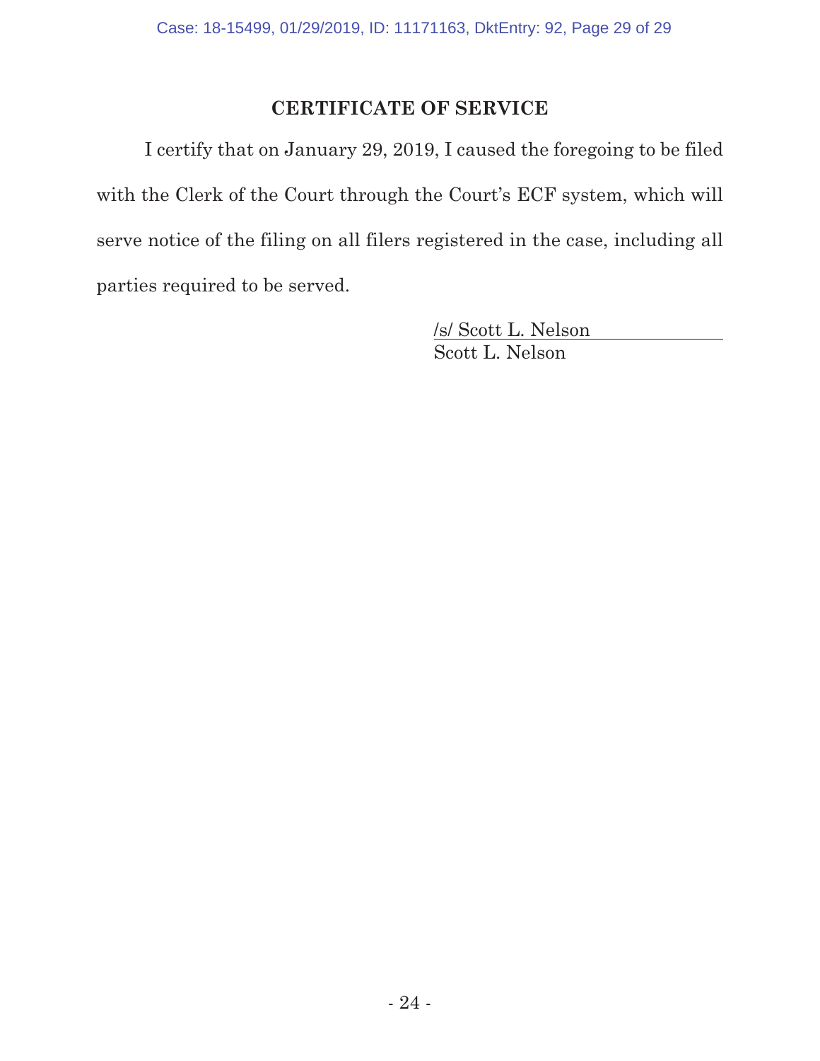## CERTIFICATE OF SERVICE

I certify that on January 29, 2019, I caused the foregoing to be filed with the Clerk of the Court through the Court's ECF system, which will serve notice of the filing on all filers registered in the case, including all parties required to be served.

/s/ Scott L. Nelson
Scott L. Nelson